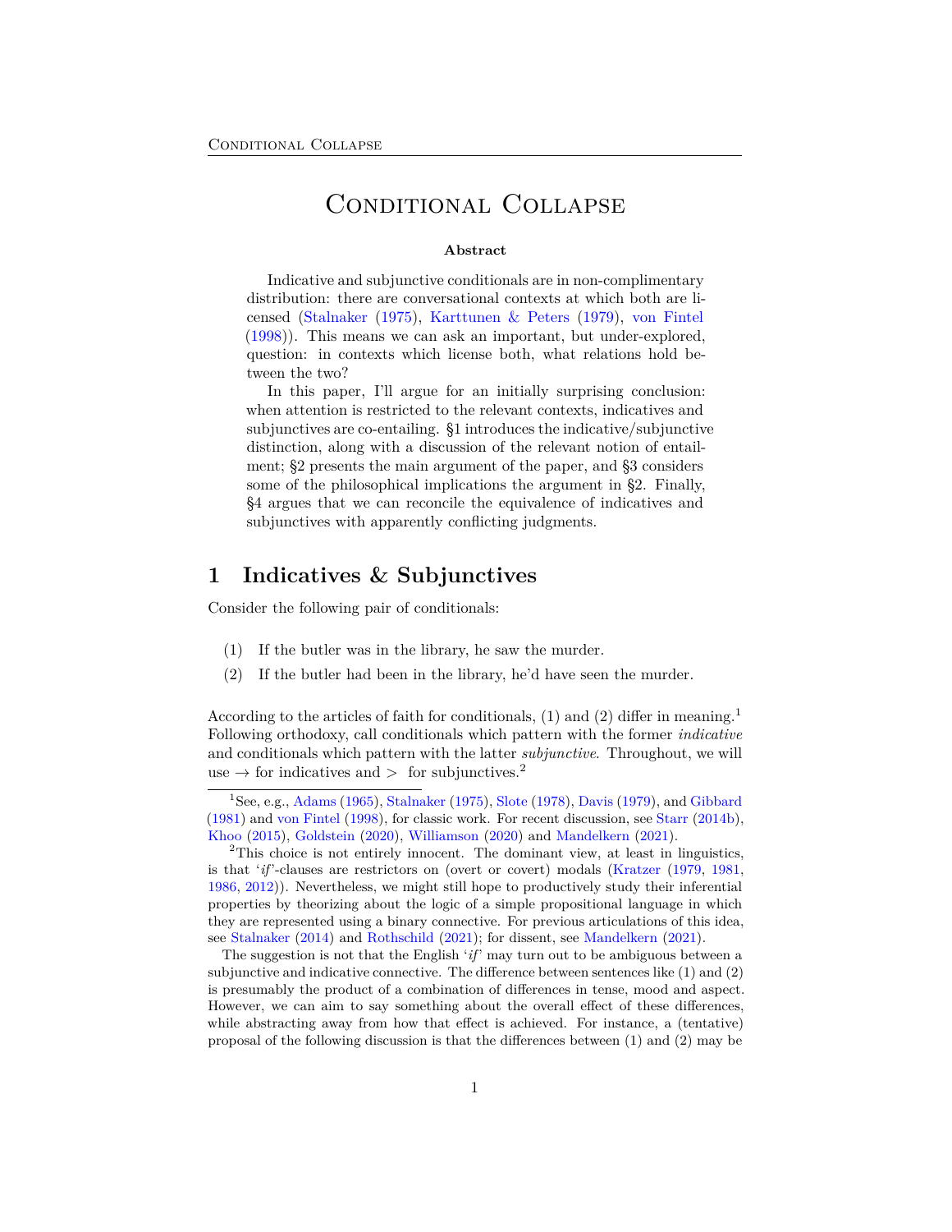# Conditional Collapse

**Abstract**

Indicative and subjunctive conditionals are in non-complimentary distribution: there are conversational contexts at which both are licensed (Stalnaker (1975), Karttunen & Peters (1979), von Fintel (1998)). This means we can ask an important, but under-explored, question: in contexts which license both, what relations hold between the two?

In this paper, I'll argue for an initially surprising conclusion: when attention is restricted to the relevant contexts, indicatives and subjunctives are co-entailing. §1 introduces the indicative/subjunctive distinction, along with a discussion of the relevant notion of entailment; §2 presents the main argument of the paper, and §3 considers some of the philosophical implications the argument in §2. Finally, §4 argues that we can reconcile the equivalence of indicatives and subjunctives with apparently conflicting judgments.

## 1 Indicatives & Subjunctives

Consider the following pair of conditionals:

(1) If the butler was in the library, he saw the murder.

(2) If the butler had been in the library, he'd have seen the murder.

According to the articles of faith for conditionals, (1) and (2) differ in meaning.[1] Following orthodoxy, call conditionals which pattern with the former *indicative* and conditionals which pattern with the latter *subjunctive*. Throughout, we will use $\rightarrow$ for indicatives and $>$ for subjunctives.[2]

[1] See, e.g., Adams (1965), Stalnaker (1975), Slote (1978), Davis (1979), and Gibbard (1981) and von Fintel (1998), for classic work. For recent discussion, see Starr (2014b), Khoo (2015), Goldstein (2020), Williamson (2020) and Mandelkern (2021).

[2] This choice is not entirely innocent. The dominant view, at least in linguistics, is that '*if*'-clauses are restrictors on (overt or covert) modals (Kratzer (1979, 1981, 1986, 2012)). Nevertheless, we might still hope to productively study their inferential properties by theorizing about the logic of a simple propositional language in which they are represented using a binary connective. For previous articulations of this idea, see Stalnaker (2014) and Rothschild (2021); for dissent, see Mandelkern (2021).

The suggestion is not that the English '*if*' may turn out to be ambiguous between a subjunctive and indicative connective. The difference between sentences like (1) and (2) is presumably the product of a combination of differences in tense, mood and aspect. However, we can aim to say something about the overall effect of these differences, while abstracting away from how that effect is achieved. For instance, a (tentative) proposal of the following discussion is that the differences between (1) and (2) may be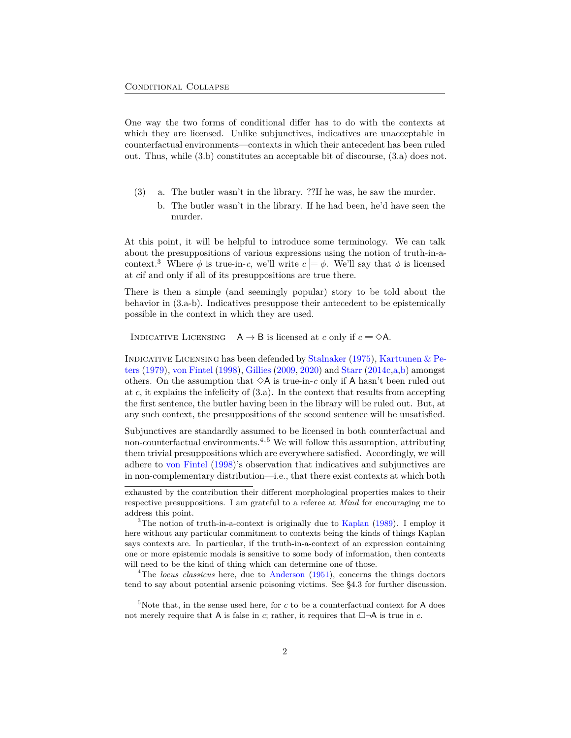One way the two forms of conditional differ has to do with the contexts at which they are licensed. Unlike subjunctives, indicatives are unacceptable in counterfactual environments—contexts in which their antecedent has been ruled out. Thus, while (3.b) constitutes an acceptable bit of discourse, (3.a) does not.

(3)  a. The butler wasn't in the library. ??If he was, he saw the murder.
  b. The butler wasn't in the library. If he had been, he'd have seen the murder.

At this point, it will be helpful to introduce some terminology. We can talk about the presuppositions of various expressions using the notion of truth-in-a-context.[3] Where $\phi$ is true-in-$c$, we'll write $c \models \phi$. We'll say that $\phi$ is licensed at $c$if and only if all of its presuppositions are true there.

There is then a simple (and seemingly popular) story to be told about the behavior in (3.a-b). Indicatives presuppose their antecedent to be epistemically possible in the context in which they are used.

Indicative Licensing  $\mathsf{A} \rightarrow \mathsf{B}$ is licensed at $c$ only if $c \models \Diamond\mathsf{A}$.

Indicative Licensing has been defended by Stalnaker (1975), Karttunen & Peters (1979), von Fintel (1998), Gillies (2009, 2020) and Starr (2014c,a,b) amongst others. On the assumption that $\Diamond\mathsf{A}$ is true-in-$c$ only if $\mathsf{A}$ hasn't been ruled out at $c$, it explains the infelicity of (3.a). In the context that results from accepting the first sentence, the butler having been in the library will be ruled out. But, at any such context, the presuppositions of the second sentence will be unsatisfied.

Subjunctives are standardly assumed to be licensed in both counterfactual and non-counterfactual environments.[4,5] We will follow this assumption, attributing them trivial presuppositions which are everywhere satisfied. Accordingly, we will adhere to von Fintel (1998)'s observation that indicatives and subjunctives are in non-complementary distribution—i.e., that there exist contexts at which both

---

exhausted by the contribution their different morphological properties makes to their respective presuppositions. I am grateful to a referee at *Mind* for encouraging me to address this point.

[3] The notion of truth-in-a-context is originally due to Kaplan (1989). I employ it here without any particular commitment to contexts being the kinds of things Kaplan says contexts are. In particular, if the truth-in-a-context of an expression containing one or more epistemic modals is sensitive to some body of information, then contexts will need to be the kind of thing which can determine one of those.

[4] The *locus classicus* here, due to Anderson (1951), concerns the things doctors tend to say about potential arsenic poisoning victims. See §4.3 for further discussion.

[5] Note that, in the sense used here, for $c$ to be a counterfactual context for $\mathsf{A}$ does not merely require that $\mathsf{A}$ is false in $c$; rather, it requires that $\Box\neg\mathsf{A}$ is true in $c$.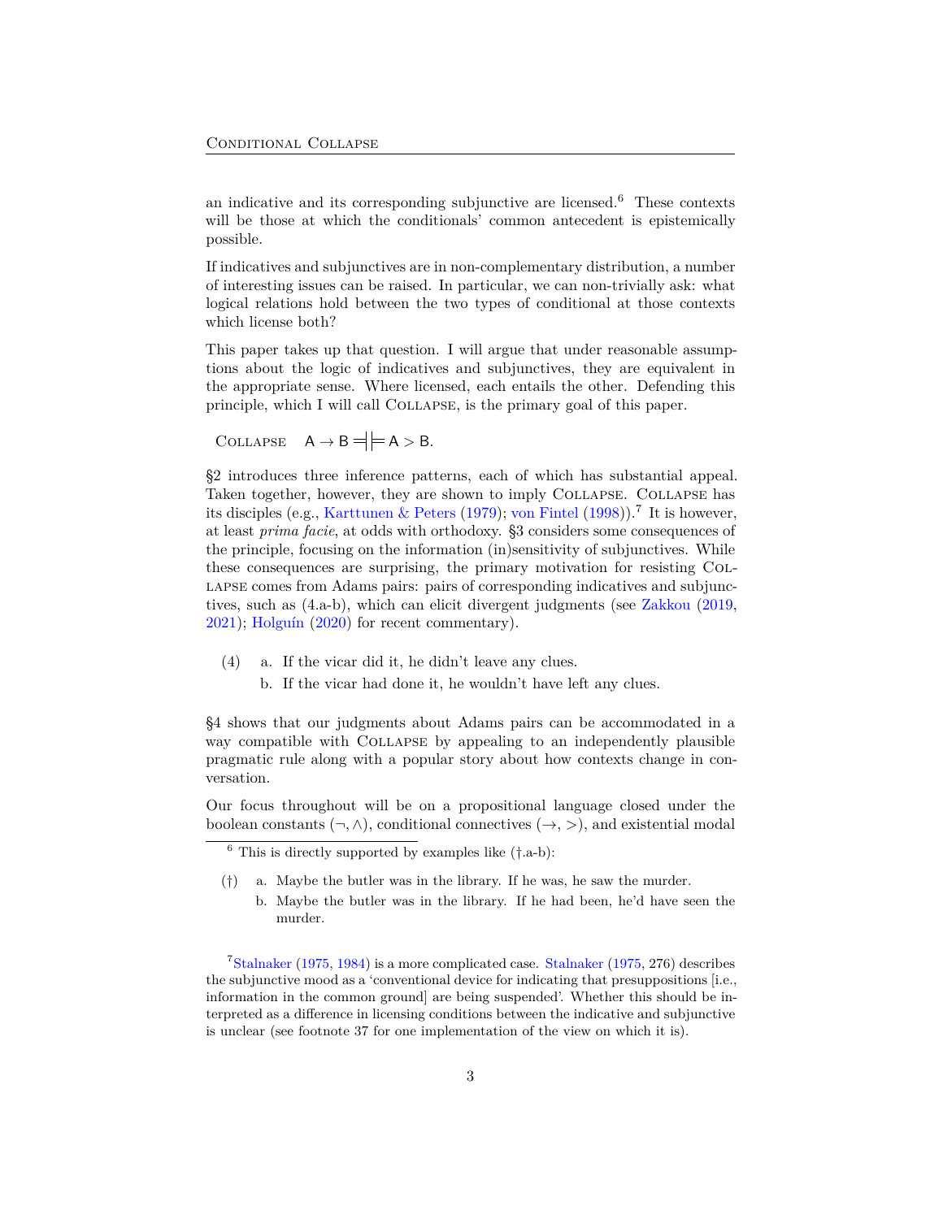an indicative and its corresponding subjunctive are licensed.[6] These contexts will be those at which the conditionals' common antecedent is epistemically possible.

If indicatives and subjunctives are in non-complementary distribution, a number of interesting issues can be raised. In particular, we can non-trivially ask: what logical relations hold between the two types of conditional at those contexts which license both?

This paper takes up that question. I will argue that under reasonable assumptions about the logic of indicatives and subjunctives, they are equivalent in the appropriate sense. Where licensed, each entails the other. Defending this principle, which I will call Collapse, is the primary goal of this paper.

Collapse $\quad \mathsf{A} \to \mathsf{B} \dashv\models \mathsf{A} > \mathsf{B}.$

§2 introduces three inference patterns, each of which has substantial appeal. Taken together, however, they are shown to imply Collapse. Collapse has its disciples (e.g., Karttunen & Peters (1979); von Fintel (1998)).[7] It is however, at least *prima facie*, at odds with orthodoxy. §3 considers some consequences of the principle, focusing on the information (in)sensitivity of subjunctives. While these consequences are surprising, the primary motivation for resisting Collapse comes from Adams pairs: pairs of corresponding indicatives and subjunctives, such as (4.a-b), which can elicit divergent judgments (see Zakkou (2019, 2021); Holguín (2020) for recent commentary).

(4) a. If the vicar did it, he didn't leave any clues.
   b. If the vicar had done it, he wouldn't have left any clues.

§4 shows that our judgments about Adams pairs can be accommodated in a way compatible with Collapse by appealing to an independently plausible pragmatic rule along with a popular story about how contexts change in conversation.

Our focus throughout will be on a propositional language closed under the boolean constants ($\neg, \wedge$), conditional connectives ($\to, >$), and existential modal

---

[6] This is directly supported by examples like (†.a-b):

(†) a. Maybe the butler was in the library. If he was, he saw the murder.
   b. Maybe the butler was in the library. If he had been, he'd have seen the murder.

[7] Stalnaker (1975, 1984) is a more complicated case. Stalnaker (1975, 276) describes the subjunctive mood as a 'conventional device for indicating that presuppositions [i.e., information in the common ground] are being suspended'. Whether this should be interpreted as a difference in licensing conditions between the indicative and subjunctive is unclear (see footnote 37 for one implementation of the view on which it is).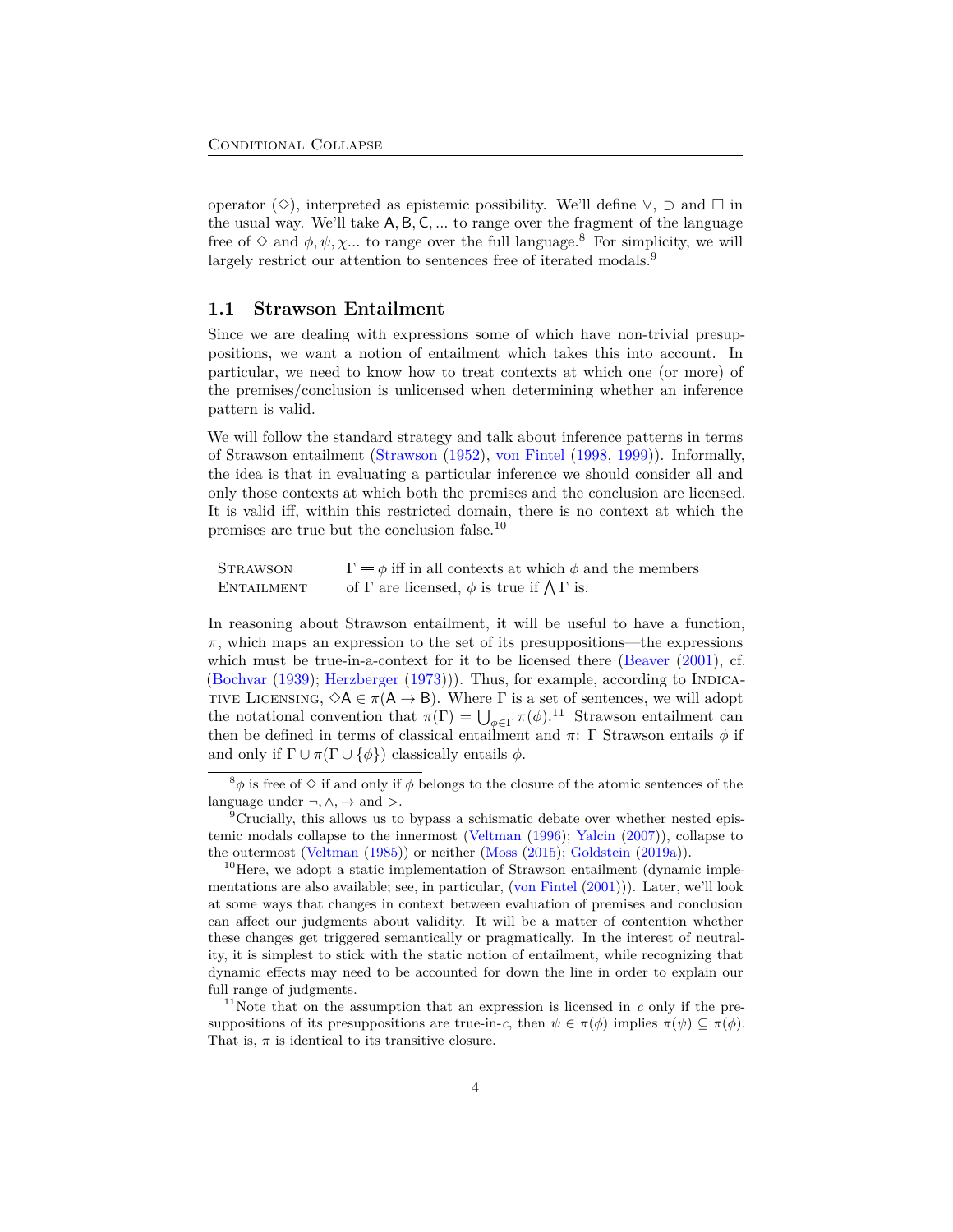operator ($\Diamond$), interpreted as epistemic possibility. We'll define $\vee$, $\supset$ and $\Box$ in the usual way. We'll take $\mathsf{A}, \mathsf{B}, \mathsf{C}, ...$ to range over the fragment of the language free of $\Diamond$ and $\phi, \psi, \chi...$ to range over the full language.[8] For simplicity, we will largely restrict our attention to sentences free of iterated modals.[9]

### 1.1 Strawson Entailment

Since we are dealing with expressions some of which have non-trivial presuppositions, we want a notion of entailment which takes this into account. In particular, we need to know how to treat contexts at which one (or more) of the premises/conclusion is unlicensed when determining whether an inference pattern is valid.

We will follow the standard strategy and talk about inference patterns in terms of Strawson entailment (Strawson (1952), von Fintel (1998, 1999)). Informally, the idea is that in evaluating a particular inference we should consider all and only those contexts at which both the premises and the conclusion are licensed. It is valid iff, within this restricted domain, there is no context at which the premises are true but the conclusion false.[10]

| | |
|---|---|
| Strawson Entailment | $\Gamma \models \phi$ iff in all contexts at which $\phi$ and the members of $\Gamma$ are licensed, $\phi$ is true if $\bigwedge \Gamma$ is. |

In reasoning about Strawson entailment, it will be useful to have a function, $\pi$, which maps an expression to the set of its presuppositions—the expressions which must be true-in-a-context for it to be licensed there (Beaver (2001), cf. (Bochvar (1939); Herzberger (1973))). Thus, for example, according to Indicative Licensing, $\Diamond \mathsf{A} \in \pi(\mathsf{A} \to \mathsf{B})$. Where $\Gamma$ is a set of sentences, we will adopt the notational convention that $\pi(\Gamma) = \bigcup_{\phi \in \Gamma} \pi(\phi)$.[11] Strawson entailment can then be defined in terms of classical entailment and $\pi$: $\Gamma$ Strawson entails $\phi$ if and only if $\Gamma \cup \pi(\Gamma \cup \{\phi\})$ classically entails $\phi$.

---

[8] $\phi$ is free of $\Diamond$ if and only if $\phi$ belongs to the closure of the atomic sentences of the language under $\neg, \wedge, \to$ and $>$.

[9] Crucially, this allows us to bypass a schismatic debate over whether nested epistemic modals collapse to the innermost (Veltman (1996); Yalcin (2007)), collapse to the outermost (Veltman (1985)) or neither (Moss (2015); Goldstein (2019a)).

[10] Here, we adopt a static implementation of Strawson entailment (dynamic implementations are also available; see, in particular, (von Fintel (2001))). Later, we'll look at some ways that changes in context between evaluation of premises and conclusion can affect our judgments about validity. It will be a matter of contention whether these changes get triggered semantically or pragmatically. In the interest of neutrality, it is simplest to stick with the static notion of entailment, while recognizing that dynamic effects may need to be accounted for down the line in order to explain our full range of judgments.

[11] Note that on the assumption that an expression is licensed in $c$ only if the presuppositions of its presuppositions are true-in-$c$, then $\psi \in \pi(\phi)$ implies $\pi(\psi) \subseteq \pi(\phi)$. That is, $\pi$ is identical to its transitive closure.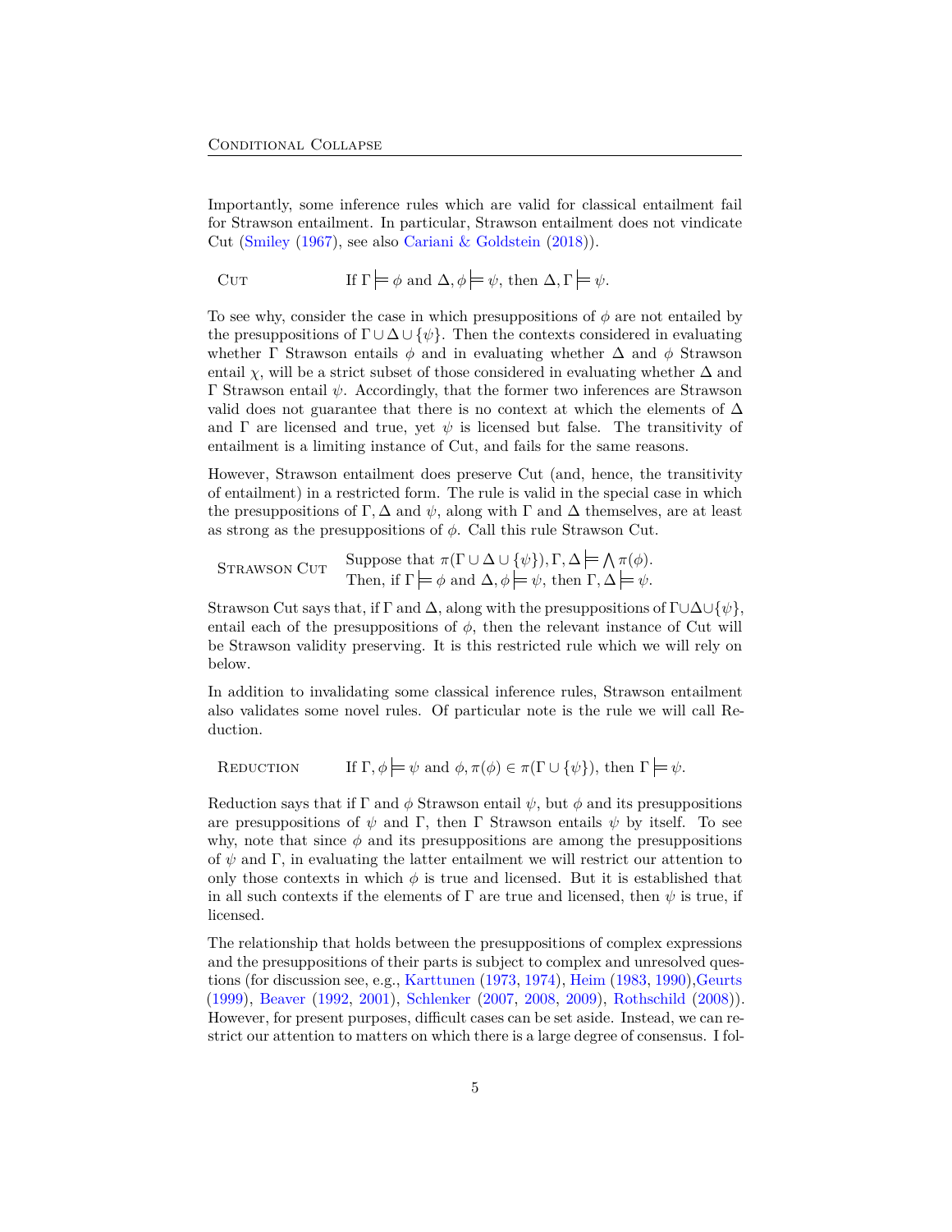Importantly, some inference rules which are valid for classical entailment fail for Strawson entailment. In particular, Strawson entailment does not vindicate Cut (Smiley (1967), see also Cariani & Goldstein (2018)).

Cut $\qquad$ If $\Gamma \models \phi$ and $\Delta, \phi \models \psi$, then $\Delta, \Gamma \models \psi$.

To see why, consider the case in which presuppositions of $\phi$ are not entailed by the presuppositions of $\Gamma \cup \Delta \cup \{\psi\}$. Then the contexts considered in evaluating whether $\Gamma$ Strawson entails $\phi$ and in evaluating whether $\Delta$ and $\phi$ Strawson entail $\chi$, will be a strict subset of those considered in evaluating whether $\Delta$ and $\Gamma$ Strawson entail $\psi$. Accordingly, that the former two inferences are Strawson valid does not guarantee that there is no context at which the elements of $\Delta$ and $\Gamma$ are licensed and true, yet $\psi$ is licensed but false. The transitivity of entailment is a limiting instance of Cut, and fails for the same reasons.

However, Strawson entailment does preserve Cut (and, hence, the transitivity of entailment) in a restricted form. The rule is valid in the special case in which the presuppositions of $\Gamma, \Delta$ and $\psi$, along with $\Gamma$ and $\Delta$ themselves, are at least as strong as the presuppositions of $\phi$. Call this rule Strawson Cut.

Strawson Cut $\qquad$ Suppose that $\pi(\Gamma \cup \Delta \cup \{\psi\}), \Gamma, \Delta \models \bigwedge \pi(\phi)$.
Then, if $\Gamma \models \phi$ and $\Delta, \phi \models \psi$, then $\Gamma, \Delta \models \psi$.

Strawson Cut says that, if $\Gamma$ and $\Delta$, along with the presuppositions of $\Gamma \cup \Delta \cup \{\psi\}$, entail each of the presuppositions of $\phi$, then the relevant instance of Cut will be Strawson validity preserving. It is this restricted rule which we will rely on below.

In addition to invalidating some classical inference rules, Strawson entailment also validates some novel rules. Of particular note is the rule we will call Reduction.

Reduction $\qquad$ If $\Gamma, \phi \models \psi$ and $\phi, \pi(\phi) \in \pi(\Gamma \cup \{\psi\})$, then $\Gamma \models \psi$.

Reduction says that if $\Gamma$ and $\phi$ Strawson entail $\psi$, but $\phi$ and its presuppositions are presuppositions of $\psi$ and $\Gamma$, then $\Gamma$ Strawson entails $\psi$ by itself. To see why, note that since $\phi$ and its presuppositions are among the presuppositions of $\psi$ and $\Gamma$, in evaluating the latter entailment we will restrict our attention to only those contexts in which $\phi$ is true and licensed. But it is established that in all such contexts if the elements of $\Gamma$ are true and licensed, then $\psi$ is true, if licensed.

The relationship that holds between the presuppositions of complex expressions and the presuppositions of their parts is subject to complex and unresolved questions (for discussion see, e.g., Karttunen (1973, 1974), Heim (1983, 1990), Geurts (1999), Beaver (1992, 2001), Schlenker (2007, 2008, 2009), Rothschild (2008)). However, for present purposes, difficult cases can be set aside. Instead, we can restrict our attention to matters on which there is a large degree of consensus. I fol-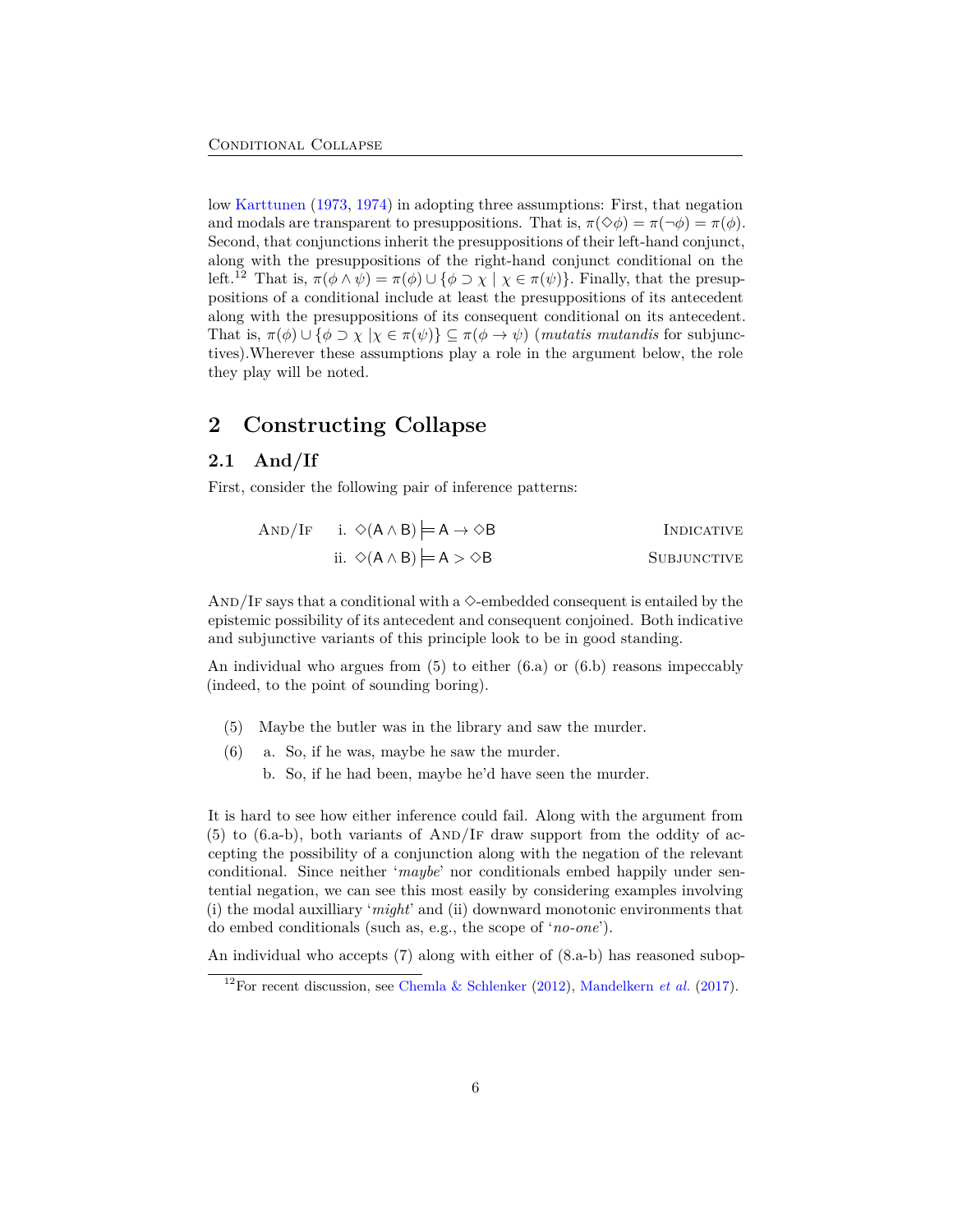low Karttunen (1973, 1974) in adopting three assumptions: First, that negation and modals are transparent to presuppositions. That is, $\pi(\Diamond\phi) = \pi(\neg\phi) = \pi(\phi)$. Second, that conjunctions inherit the presuppositions of their left-hand conjunct, along with the presuppositions of the right-hand conjunct conditional on the left.[12] That is, $\pi(\phi \wedge \psi) = \pi(\phi) \cup \{\phi \supset \chi \mid \chi \in \pi(\psi)\}$. Finally, that the presuppositions of a conditional include at least the presuppositions of its antecedent along with the presuppositions of its consequent conditional on its antecedent. That is, $\pi(\phi) \cup \{\phi \supset \chi \mid \chi \in \pi(\psi)\} \subseteq \pi(\phi \to \psi)$ (*mutatis mutandis* for subjunctives).Wherever these assumptions play a role in the argument below, the role they play will be noted.

# 2 Constructing Collapse

## 2.1 And/If

First, consider the following pair of inference patterns:

And/If i. $\Diamond(\mathsf{A} \wedge \mathsf{B}) \models \mathsf{A} \to \Diamond\mathsf{B}$ Indicative

ii. $\Diamond(\mathsf{A} \wedge \mathsf{B}) \models \mathsf{A} > \Diamond\mathsf{B}$ Subjunctive

And/If says that a conditional with a $\Diamond$-embedded consequent is entailed by the epistemic possibility of its antecedent and consequent conjoined. Both indicative and subjunctive variants of this principle look to be in good standing.

An individual who argues from (5) to either (6.a) or (6.b) reasons impeccably (indeed, to the point of sounding boring).

(5) Maybe the butler was in the library and saw the murder.

(6) a. So, if he was, maybe he saw the murder.
b. So, if he had been, maybe he'd have seen the murder.

It is hard to see how either inference could fail. Along with the argument from (5) to (6.a-b), both variants of And/If draw support from the oddity of accepting the possibility of a conjunction along with the negation of the relevant conditional. Since neither '*maybe*' nor conditionals embed happily under sentential negation, we can see this most easily by considering examples involving (i) the modal auxilliary '*might*' and (ii) downward monotonic environments that do embed conditionals (such as, e.g., the scope of '*no-one*').

An individual who accepts (7) along with either of (8.a-b) has reasoned subop-

[12] For recent discussion, see Chemla & Schlenker (2012), Mandelkern *et al.* (2017).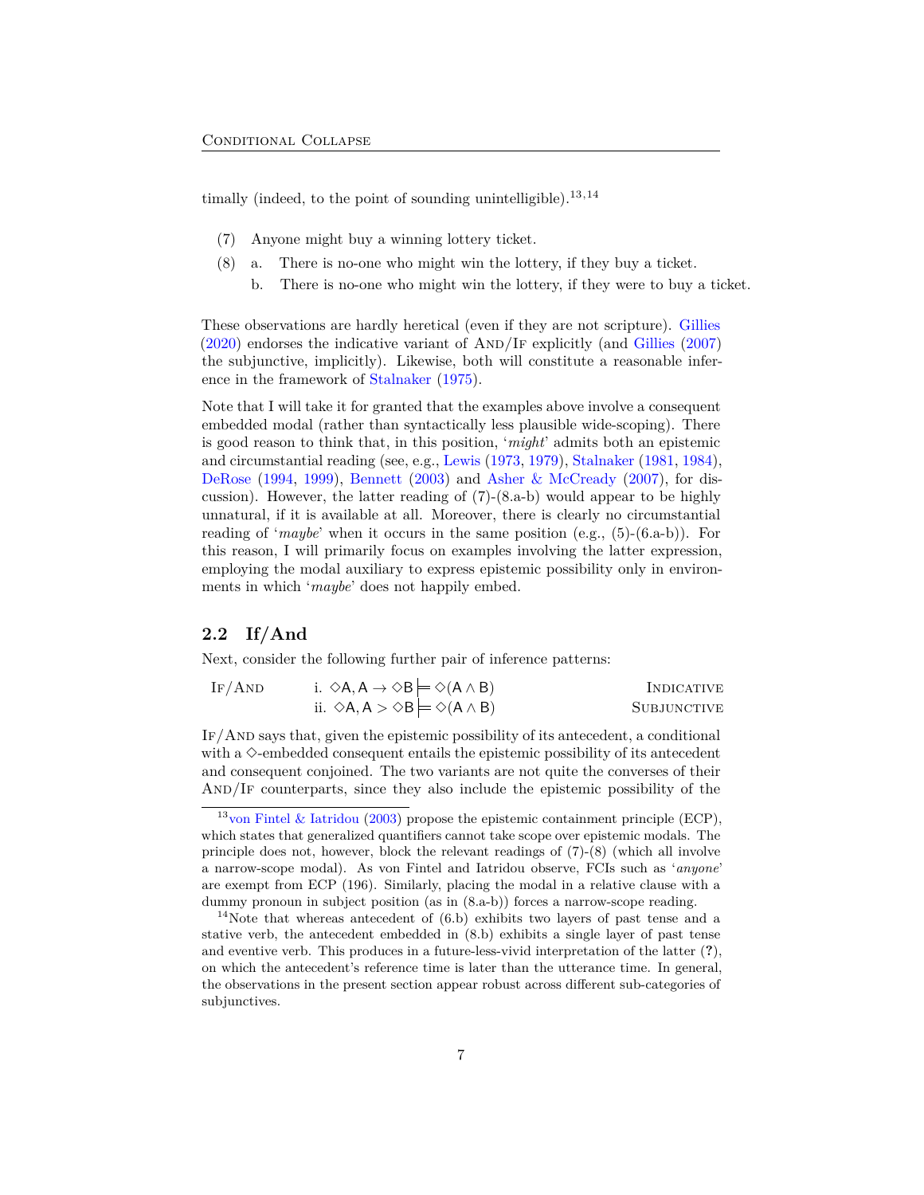timally (indeed, to the point of sounding unintelligible).[13,14]

(7) Anyone might buy a winning lottery ticket.

(8) a. There is no-one who might win the lottery, if they buy a ticket.
  b. There is no-one who might win the lottery, if they were to buy a ticket.

These observations are hardly heretical (even if they are not scripture). Gillies (2020) endorses the indicative variant of AND/IF explicitly (and Gillies (2007) the subjunctive, implicitly). Likewise, both will constitute a reasonable inference in the framework of Stalnaker (1975).

Note that I will take it for granted that the examples above involve a consequent embedded modal (rather than syntactically less plausible wide-scoping). There is good reason to think that, in this position, '*might*' admits both an epistemic and circumstantial reading (see, e.g., Lewis (1973, 1979), Stalnaker (1981, 1984), DeRose (1994, 1999), Bennett (2003) and Asher & McCready (2007), for discussion). However, the latter reading of (7)-(8.a-b) would appear to be highly unnatural, if it is available at all. Moreover, there is clearly no circumstantial reading of '*maybe*' when it occurs in the same position (e.g., (5)-(6.a-b)). For this reason, I will primarily focus on examples involving the latter expression, employing the modal auxiliary to express epistemic possibility only in environments in which '*maybe*' does not happily embed.

## 2.2 If/And

Next, consider the following further pair of inference patterns:

IF/AND  i. $\Diamond \mathsf{A}, \mathsf{A} \to \Diamond \mathsf{B} \models \Diamond(\mathsf{A} \wedge \mathsf{B})$  INDICATIVE
  ii. $\Diamond \mathsf{A}, \mathsf{A} > \Diamond \mathsf{B} \models \Diamond(\mathsf{A} \wedge \mathsf{B})$  SUBJUNCTIVE

IF/AND says that, given the epistemic possibility of its antecedent, a conditional with a $\Diamond$-embedded consequent entails the epistemic possibility of its antecedent and consequent conjoined. The two variants are not quite the converses of their AND/IF counterparts, since they also include the epistemic possibility of the

[13] von Fintel & Iatridou (2003) propose the epistemic containment principle (ECP), which states that generalized quantifiers cannot take scope over epistemic modals. The principle does not, however, block the relevant readings of (7)-(8) (which all involve a narrow-scope modal). As von Fintel and Iatridou observe, FCIs such as '*anyone*' are exempt from ECP (196). Similarly, placing the modal in a relative clause with a dummy pronoun in subject position (as in (8.a-b)) forces a narrow-scope reading.

[14] Note that whereas antecedent of (6.b) exhibits two layers of past tense and a stative verb, the antecedent embedded in (8.b) exhibits a single layer of past tense and eventive verb. This produces in a future-less-vivid interpretation of the latter (?), on which the antecedent's reference time is later than the utterance time. In general, the observations in the present section appear robust across different sub-categories of subjunctives.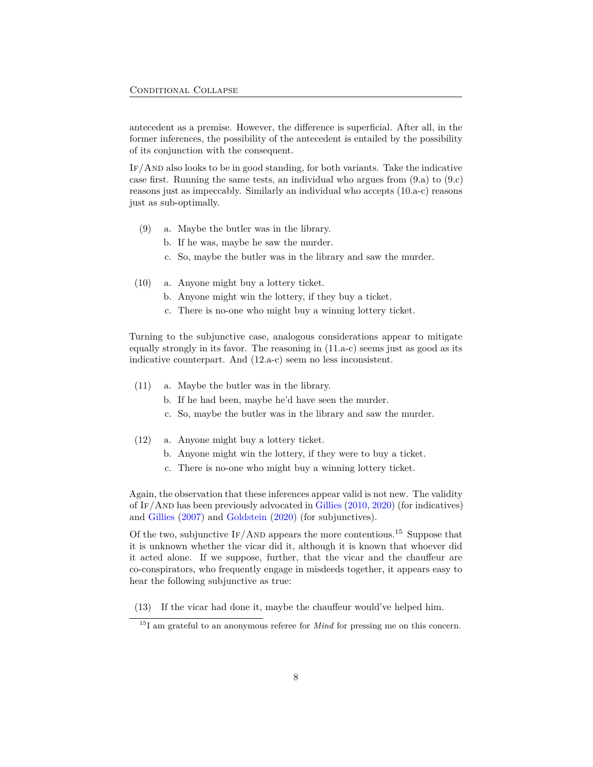antecedent as a premise. However, the difference is superficial. After all, in the former inferences, the possibility of the antecedent is entailed by the possibility of its conjunction with the consequent.

If/And also looks to be in good standing, for both variants. Take the indicative case first. Running the same tests, an individual who argues from (9.a) to (9.c) reasons just as impeccably. Similarly an individual who accepts (10.a-c) reasons just as sub-optimally.

(9)
 a. Maybe the butler was in the library.
 b. If he was, maybe he saw the murder.
 c. So, maybe the butler was in the library and saw the murder.

(10)
 a. Anyone might buy a lottery ticket.
 b. Anyone might win the lottery, if they buy a ticket.
 c. There is no-one who might buy a winning lottery ticket.

Turning to the subjunctive case, analogous considerations appear to mitigate equally strongly in its favor. The reasoning in (11.a-c) seems just as good as its indicative counterpart. And (12.a-c) seem no less inconsistent.

(11)
 a. Maybe the butler was in the library.
 b. If he had been, maybe he'd have seen the murder.
 c. So, maybe the butler was in the library and saw the murder.

(12)
 a. Anyone might buy a lottery ticket.
 b. Anyone might win the lottery, if they were to buy a ticket.
 c. There is no-one who might buy a winning lottery ticket.

Again, the observation that these inferences appear valid is not new. The validity of If/And has been previously advocated in Gillies (2010, 2020) (for indicatives) and Gillies (2007) and Goldstein (2020) (for subjunctives).

Of the two, subjunctive If/And appears the more contentious.[15] Suppose that it is unknown whether the vicar did it, although it is known that whoever did it acted alone. If we suppose, further, that the vicar and the chauffeur are co-conspirators, who frequently engage in misdeeds together, it appears easy to hear the following subjunctive as true:

(13) If the vicar had done it, maybe the chauffeur would've helped him.

[15] I am grateful to an anonymous referee for *Mind* for pressing me on this concern.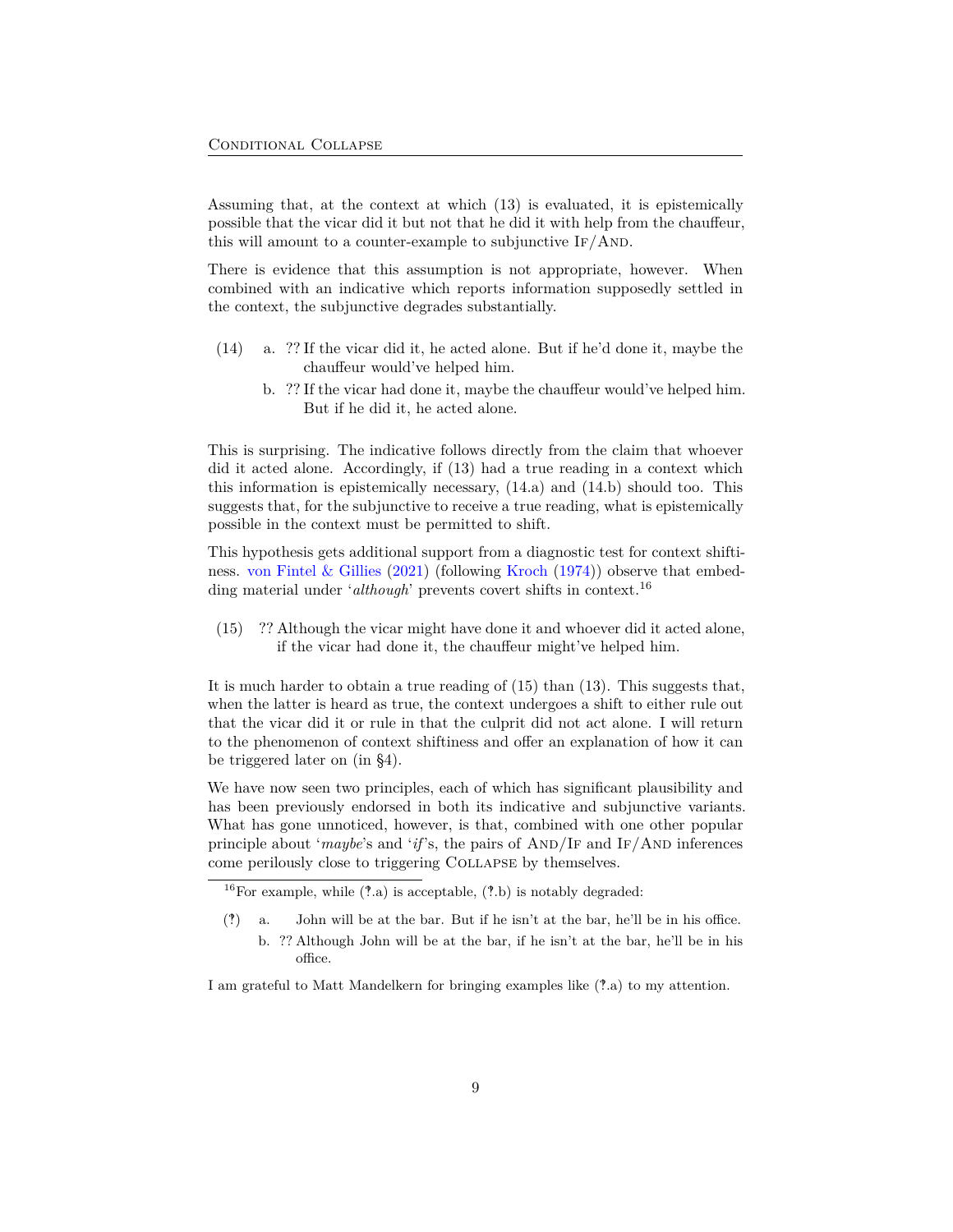Assuming that, at the context at which (13) is evaluated, it is epistemically possible that the vicar did it but not that he did it with help from the chauffeur, this will amount to a counter-example to subjunctive If/And.

There is evidence that this assumption is not appropriate, however. When combined with an indicative which reports information supposedly settled in the context, the subjunctive degrades substantially.

(14) a. ?? If the vicar did it, he acted alone. But if he'd done it, maybe the chauffeur would've helped him.

b. ?? If the vicar had done it, maybe the chauffeur would've helped him. But if he did it, he acted alone.

This is surprising. The indicative follows directly from the claim that whoever did it acted alone. Accordingly, if (13) had a true reading in a context which this information is epistemically necessary, (14.a) and (14.b) should too. This suggests that, for the subjunctive to receive a true reading, what is epistemically possible in the context must be permitted to shift.

This hypothesis gets additional support from a diagnostic test for context shiftiness. von Fintel & Gillies (2021) (following Kroch (1974)) observe that embedding material under '*although*' prevents covert shifts in context.[16]

(15) ?? Although the vicar might have done it and whoever did it acted alone, if the vicar had done it, the chauffeur might've helped him.

It is much harder to obtain a true reading of (15) than (13). This suggests that, when the latter is heard as true, the context undergoes a shift to either rule out that the vicar did it or rule in that the culprit did not act alone. I will return to the phenomenon of context shiftiness and offer an explanation of how it can be triggered later on (in §4).

We have now seen two principles, each of which has significant plausibility and has been previously endorsed in both its indicative and subjunctive variants. What has gone unnoticed, however, is that, combined with one other popular principle about '*maybe*'s and '*if*'s, the pairs of And/If and If/And inferences come perilously close to triggering Collapse by themselves.

---

[16] For example, while (?.a) is acceptable, (?.b) is notably degraded:

(?) a. John will be at the bar. But if he isn't at the bar, he'll be in his office.

b. ?? Although John will be at the bar, if he isn't at the bar, he'll be in his office.

I am grateful to Matt Mandelkern for bringing examples like (?.a) to my attention.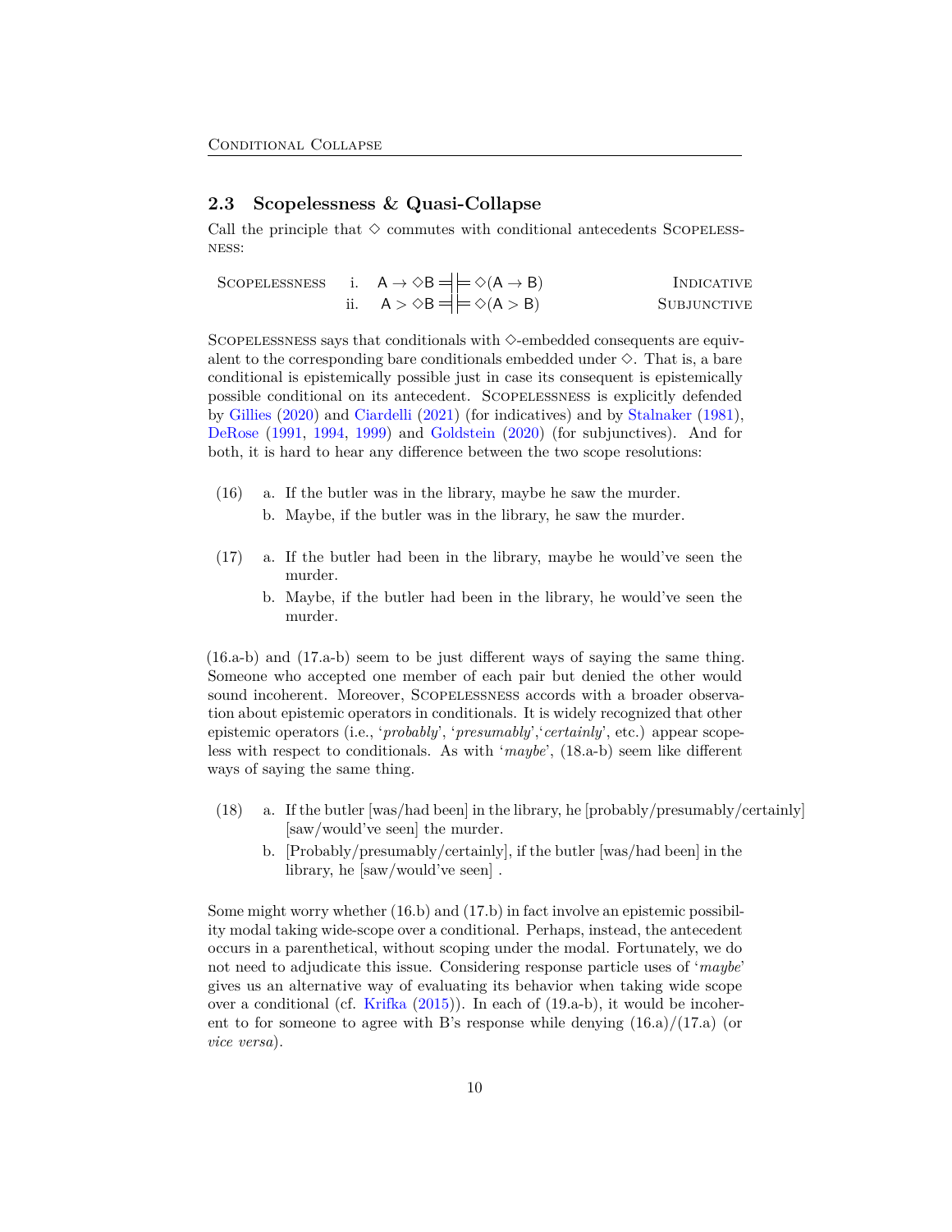## 2.3 Scopelessness & Quasi-Collapse

Call the principle that $\Diamond$ commutes with conditional antecedents SCOPELESSNESS:

| | | | |
|---|---|---|---|
| SCOPELESSNESS | i. | $\mathsf{A} \rightarrow \Diamond\mathsf{B} \dashv\vDash \Diamond(\mathsf{A} \rightarrow \mathsf{B})$ | INDICATIVE |
| | ii. | $\mathsf{A} > \Diamond\mathsf{B} \dashv\vDash \Diamond(\mathsf{A} > \mathsf{B})$ | SUBJUNCTIVE |

SCOPELESSNESS says that conditionals with $\Diamond$-embedded consequents are equivalent to the corresponding bare conditionals embedded under $\Diamond$. That is, a bare conditional is epistemically possible just in case its consequent is epistemically possible conditional on its antecedent. SCOPELESSNESS is explicitly defended by Gillies (2020) and Ciardelli (2021) (for indicatives) and by Stalnaker (1981), DeRose (1991, 1994, 1999) and Goldstein (2020) (for subjunctives). And for both, it is hard to hear any difference between the two scope resolutions:

(16) a. If the butler was in the library, maybe he saw the murder.
  b. Maybe, if the butler was in the library, he saw the murder.

(17) a. If the butler had been in the library, maybe he would've seen the murder.
  b. Maybe, if the butler had been in the library, he would've seen the murder.

(16.a-b) and (17.a-b) seem to be just different ways of saying the same thing. Someone who accepted one member of each pair but denied the other would sound incoherent. Moreover, SCOPELESSNESS accords with a broader observation about epistemic operators in conditionals. It is widely recognized that other epistemic operators (i.e., '*probably*', '*presumably*','*certainly*', etc.) appear scopeless with respect to conditionals. As with '*maybe*', (18.a-b) seem like different ways of saying the same thing.

(18) a. If the butler [was/had been] in the library, he [probably/presumably/certainly] [saw/would've seen] the murder.
  b. [Probably/presumably/certainly], if the butler [was/had been] in the library, he [saw/would've seen] .

Some might worry whether (16.b) and (17.b) in fact involve an epistemic possibility modal taking wide-scope over a conditional. Perhaps, instead, the antecedent occurs in a parenthetical, without scoping under the modal. Fortunately, we do not need to adjudicate this issue. Considering response particle uses of '*maybe*' gives us an alternative way of evaluating its behavior when taking wide scope over a conditional (cf. Krifka (2015)). In each of (19.a-b), it would be incoherent to for someone to agree with B's response while denying (16.a)/(17.a) (or *vice versa*).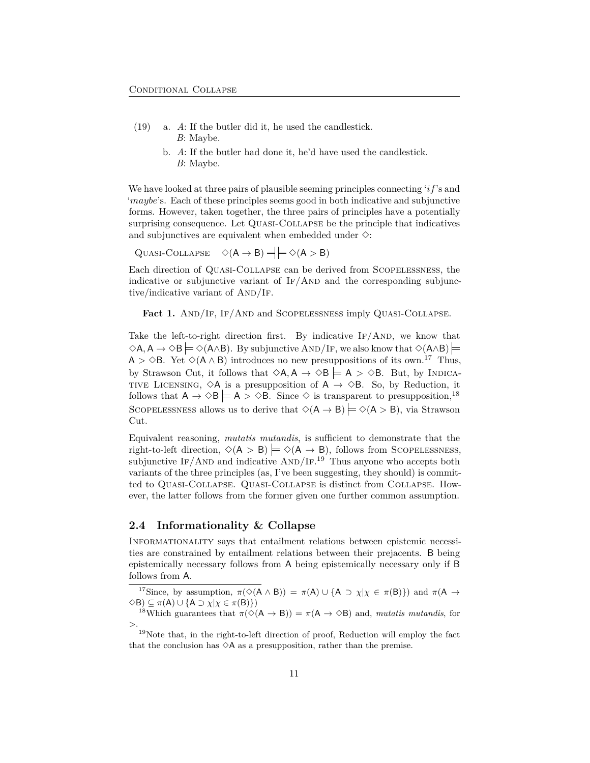(19) a. *A*: If the butler did it, he used the candlestick.
*B*: Maybe.

b. *A*: If the butler had done it, he'd have used the candlestick.
*B*: Maybe.

We have looked at three pairs of plausible seeming principles connecting '*if*'s and '*maybe*'s. Each of these principles seems good in both indicative and subjunctive forms. However, taken together, the three pairs of principles have a potentially surprising consequence. Let Quasi-Collapse be the principle that indicatives and subjunctives are equivalent when embedded under $\Diamond$:

Quasi-Collapse $\quad \Diamond(\mathsf{A} \to \mathsf{B}) \dashv\models \Diamond(\mathsf{A} > \mathsf{B})$

Each direction of Quasi-Collapse can be derived from Scopelessness, the indicative or subjunctive variant of If/And and the corresponding subjunctive/indicative variant of And/If.

**Fact 1.** And/If, If/And and Scopelessness imply Quasi-Collapse.

Take the left-to-right direction first. By indicative If/And, we know that $\Diamond\mathsf{A}, \mathsf{A} \to \Diamond\mathsf{B} \models \Diamond(\mathsf{A}\wedge\mathsf{B})$. By subjunctive And/If, we also know that $\Diamond(\mathsf{A}\wedge\mathsf{B}) \models \mathsf{A} > \Diamond\mathsf{B}$. Yet $\Diamond(\mathsf{A} \wedge \mathsf{B})$ introduces no new presuppositions of its own.[17] Thus, by Strawson Cut, it follows that $\Diamond\mathsf{A}, \mathsf{A} \to \Diamond\mathsf{B} \models \mathsf{A} > \Diamond\mathsf{B}$. But, by Indicative Licensing, $\Diamond\mathsf{A}$ is a presupposition of $\mathsf{A} \to \Diamond\mathsf{B}$. So, by Reduction, it follows that $\mathsf{A} \to \Diamond\mathsf{B} \models \mathsf{A} > \Diamond\mathsf{B}$. Since $\Diamond$ is transparent to presupposition,[18] Scopelessness allows us to derive that $\Diamond(\mathsf{A} \to \mathsf{B}) \models \Diamond(\mathsf{A} > \mathsf{B})$, via Strawson Cut.

Equivalent reasoning, *mutatis mutandis*, is sufficient to demonstrate that the right-to-left direction, $\Diamond(\mathsf{A} > \mathsf{B}) \models \Diamond(\mathsf{A} \to \mathsf{B})$, follows from Scopelessness, subjunctive If/And and indicative And/If.[19] Thus anyone who accepts both variants of the three principles (as, I've been suggesting, they should) is committed to Quasi-Collapse. Quasi-Collapse is distinct from Collapse. However, the latter follows from the former given one further common assumption.

## 2.4 Informationality & Collapse

Informationality says that entailment relations between epistemic necessities are constrained by entailment relations between their prejacents. B being epistemically necessary follows from A being epistemically necessary only if B follows from A.

---

[17] Since, by assumption, $\pi(\Diamond(\mathsf{A} \wedge \mathsf{B})) = \pi(\mathsf{A}) \cup \{\mathsf{A} \supset \chi | \chi \in \pi(\mathsf{B})\})$ and $\pi(\mathsf{A} \to \Diamond\mathsf{B}) \subseteq \pi(\mathsf{A}) \cup \{\mathsf{A} \supset \chi | \chi \in \pi(\mathsf{B})\})$

[18] Which guarantees that $\pi(\Diamond(\mathsf{A} \to \mathsf{B})) = \pi(\mathsf{A} \to \Diamond\mathsf{B})$ and, *mutatis mutandis*, for $>$.

[19] Note that, in the right-to-left direction of proof, Reduction will employ the fact that the conclusion has $\Diamond\mathsf{A}$ as a presupposition, rather than the premise.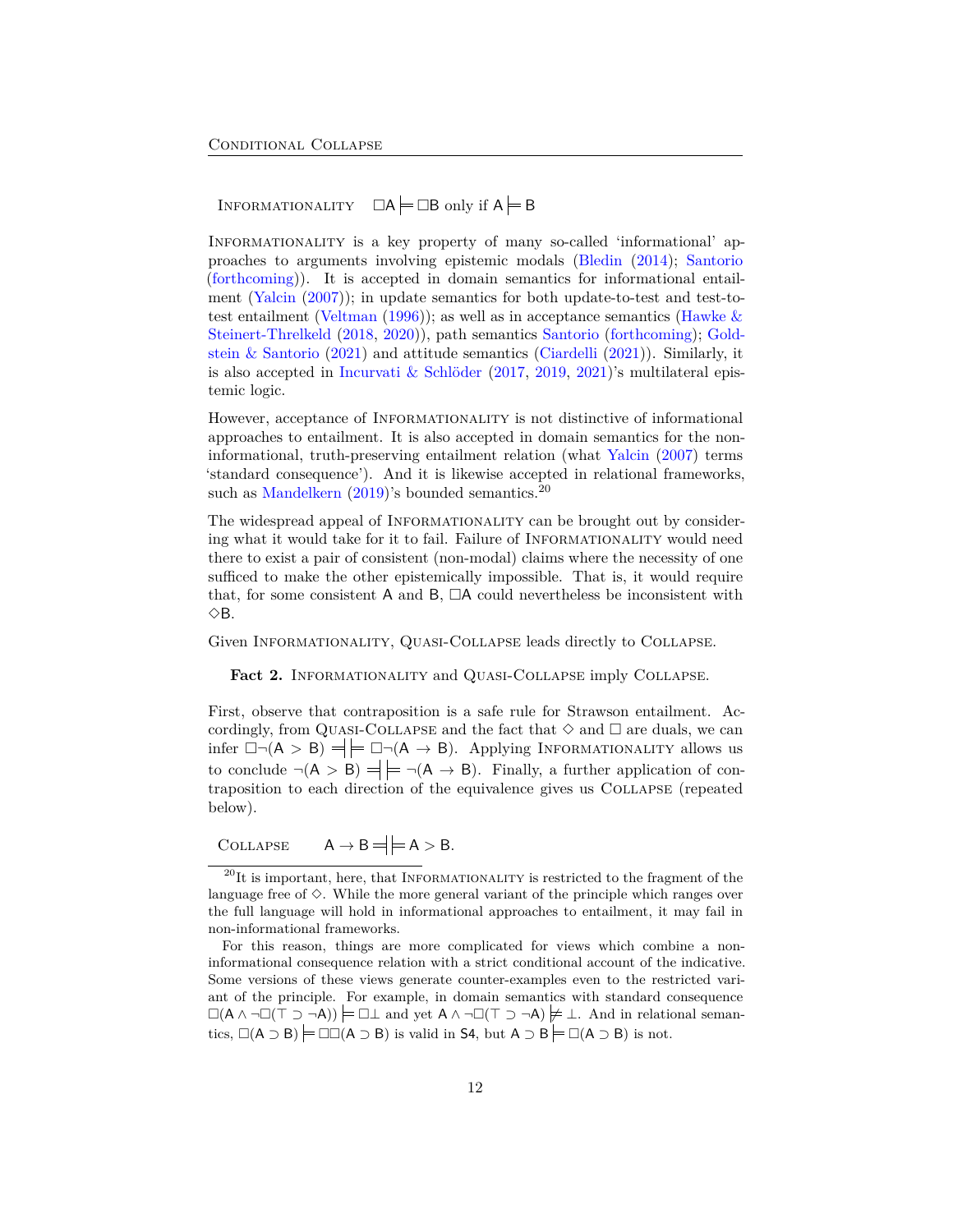Informationality $\quad \Box\mathsf{A} \models \Box\mathsf{B}$ only if $\mathsf{A} \models \mathsf{B}$

Informationality is a key property of many so-called 'informational' approaches to arguments involving epistemic modals (Bledin (2014); Santorio (forthcoming)). It is accepted in domain semantics for informational entailment (Yalcin (2007)); in update semantics for both update-to-test and test-to-test entailment (Veltman (1996)); as well as in acceptance semantics (Hawke & Steinert-Threlkeld (2018, 2020)), path semantics Santorio (forthcoming); Goldstein & Santorio (2021) and attitude semantics (Ciardelli (2021)). Similarly, it is also accepted in Incurvati & Schlöder (2017, 2019, 2021)'s multilateral epistemic logic.

However, acceptance of Informationality is not distinctive of informational approaches to entailment. It is also accepted in domain semantics for the non-informational, truth-preserving entailment relation (what Yalcin (2007) terms 'standard consequence'). And it is likewise accepted in relational frameworks, such as Mandelkern (2019)'s bounded semantics.[20]

The widespread appeal of Informationality can be brought out by considering what it would take for it to fail. Failure of Informationality would need there to exist a pair of consistent (non-modal) claims where the necessity of one sufficed to make the other epistemically impossible. That is, it would require that, for some consistent $\mathsf{A}$ and $\mathsf{B}$, $\Box\mathsf{A}$ could nevertheless be inconsistent with $\Diamond\mathsf{B}$.

Given Informationality, Quasi-Collapse leads directly to Collapse.

**Fact 2.** Informationality and Quasi-Collapse imply Collapse.

First, observe that contraposition is a safe rule for Strawson entailment. Accordingly, from Quasi-Collapse and the fact that $\Diamond$ and $\Box$ are duals, we can infer $\Box\neg(\mathsf{A} > \mathsf{B}) \;=\!\!|\!\!\models \Box\neg(\mathsf{A} \to \mathsf{B})$. Applying Informationality allows us to conclude $\neg(\mathsf{A} > \mathsf{B}) \;=\!\!|\!\!\models \neg(\mathsf{A} \to \mathsf{B})$. Finally, a further application of contraposition to each direction of the equivalence gives us Collapse (repeated below).

Collapse $\qquad \mathsf{A} \to \mathsf{B} \;=\!\!|\!\!\models \mathsf{A} > \mathsf{B}.$

---

[20] It is important, here, that Informationality is restricted to the fragment of the language free of $\Diamond$. While the more general variant of the principle which ranges over the full language will hold in informational approaches to entailment, it may fail in non-informational frameworks.

For this reason, things are more complicated for views which combine a non-informational consequence relation with a strict conditional account of the indicative. Some versions of these views generate counter-examples even to the restricted variant of the principle. For example, in domain semantics with standard consequence $\Box(\mathsf{A} \wedge \neg\Box(\top \supset \neg\mathsf{A})) \models \Box\bot$ and yet $\mathsf{A} \wedge \neg\Box(\top \supset \neg\mathsf{A}) \not\models \bot$. And in relational semantics, $\Box(\mathsf{A} \supset \mathsf{B}) \models \Box\Box(\mathsf{A} \supset \mathsf{B})$ is valid in $\mathsf{S4}$, but $\mathsf{A} \supset \mathsf{B} \models \Box(\mathsf{A} \supset \mathsf{B})$ is not.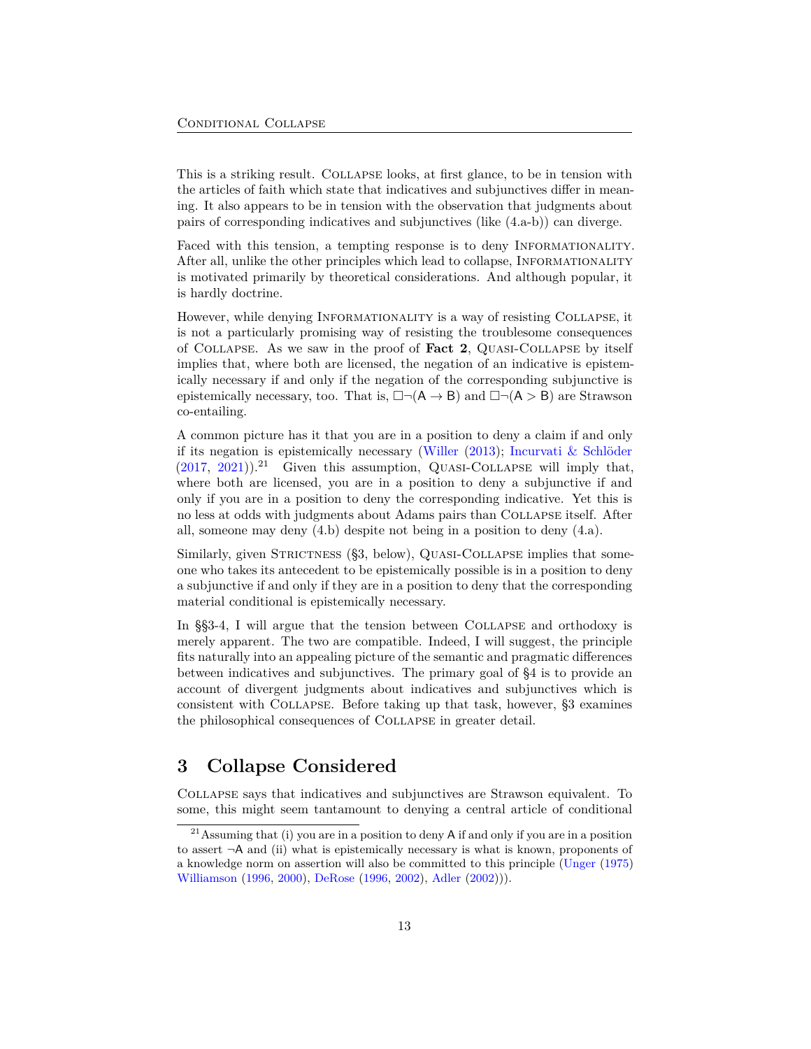This is a striking result. Collapse looks, at first glance, to be in tension with the articles of faith which state that indicatives and subjunctives differ in meaning. It also appears to be in tension with the observation that judgments about pairs of corresponding indicatives and subjunctives (like (4.a-b)) can diverge.

Faced with this tension, a tempting response is to deny Informationality. After all, unlike the other principles which lead to collapse, Informationality is motivated primarily by theoretical considerations. And although popular, it is hardly doctrine.

However, while denying Informationality is a way of resisting Collapse, it is not a particularly promising way of resisting the troublesome consequences of Collapse. As we saw in the proof of **Fact 2**, Quasi-Collapse by itself implies that, where both are licensed, the negation of an indicative is epistemically necessary if and only if the negation of the corresponding subjunctive is epistemically necessary, too. That is, $\Box\neg(\mathsf{A} \rightarrow \mathsf{B})$ and $\Box\neg(\mathsf{A} > \mathsf{B})$ are Strawson co-entailing.

A common picture has it that you are in a position to deny a claim if and only if its negation is epistemically necessary (Willer (2013); Incurvati & Schlöder (2017, 2021)).[21] Given this assumption, Quasi-Collapse will imply that, where both are licensed, you are in a position to deny a subjunctive if and only if you are in a position to deny the corresponding indicative. Yet this is no less at odds with judgments about Adams pairs than Collapse itself. After all, someone may deny (4.b) despite not being in a position to deny (4.a).

Similarly, given Strictness (§3, below), Quasi-Collapse implies that someone who takes its antecedent to be epistemically possible is in a position to deny a subjunctive if and only if they are in a position to deny that the corresponding material conditional is epistemically necessary.

In §§3-4, I will argue that the tension between Collapse and orthodoxy is merely apparent. The two are compatible. Indeed, I will suggest, the principle fits naturally into an appealing picture of the semantic and pragmatic differences between indicatives and subjunctives. The primary goal of §4 is to provide an account of divergent judgments about indicatives and subjunctives which is consistent with Collapse. Before taking up that task, however, §3 examines the philosophical consequences of Collapse in greater detail.

## 3 Collapse Considered

Collapse says that indicatives and subjunctives are Strawson equivalent. To some, this might seem tantamount to denying a central article of conditional

[21] Assuming that (i) you are in a position to deny $\mathsf{A}$ if and only if you are in a position to assert $\neg\mathsf{A}$ and (ii) what is epistemically necessary is what is known, proponents of a knowledge norm on assertion will also be committed to this principle (Unger (1975) Williamson (1996, 2000), DeRose (1996, 2002), Adler (2002))).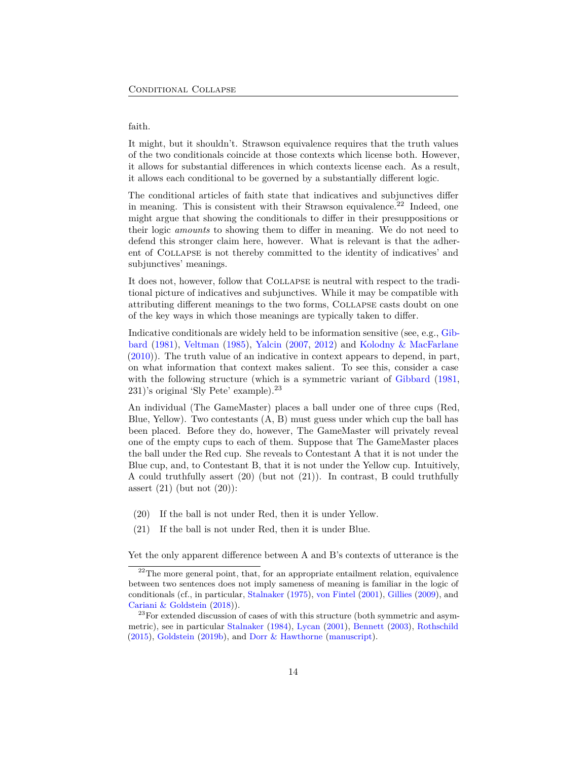faith.

It might, but it shouldn't. Strawson equivalence requires that the truth values of the two conditionals coincide at those contexts which license both. However, it allows for substantial differences in which contexts license each. As a result, it allows each conditional to be governed by a substantially different logic.

The conditional articles of faith state that indicatives and subjunctives differ in meaning. This is consistent with their Strawson equivalence.[22] Indeed, one might argue that showing the conditionals to differ in their presuppositions or their logic *amounts* to showing them to differ in meaning. We do not need to defend this stronger claim here, however. What is relevant is that the adherent of Collapse is not thereby committed to the identity of indicatives' and subjunctives' meanings.

It does not, however, follow that Collapse is neutral with respect to the traditional picture of indicatives and subjunctives. While it may be compatible with attributing different meanings to the two forms, Collapse casts doubt on one of the key ways in which those meanings are typically taken to differ.

Indicative conditionals are widely held to be information sensitive (see, e.g., Gibbard (1981), Veltman (1985), Yalcin (2007, 2012) and Kolodny & MacFarlane (2010)). The truth value of an indicative in context appears to depend, in part, on what information that context makes salient. To see this, consider a case with the following structure (which is a symmetric variant of Gibbard (1981, 231)'s original 'Sly Pete' example).[23]

An individual (The GameMaster) places a ball under one of three cups (Red, Blue, Yellow). Two contestants (A, B) must guess under which cup the ball has been placed. Before they do, however, The GameMaster will privately reveal one of the empty cups to each of them. Suppose that The GameMaster places the ball under the Red cup. She reveals to Contestant A that it is not under the Blue cup, and, to Contestant B, that it is not under the Yellow cup. Intuitively, A could truthfully assert (20) (but not (21)). In contrast, B could truthfully assert (21) (but not (20)):

(20) If the ball is not under Red, then it is under Yellow.

(21) If the ball is not under Red, then it is under Blue.

Yet the only apparent difference between A and B's contexts of utterance is the

[22] The more general point, that, for an appropriate entailment relation, equivalence between two sentences does not imply sameness of meaning is familiar in the logic of conditionals (cf., in particular, Stalnaker (1975), von Fintel (2001), Gillies (2009), and Cariani & Goldstein (2018)).

[23] For extended discussion of cases of with this structure (both symmetric and asymmetric), see in particular Stalnaker (1984), Lycan (2001), Bennett (2003), Rothschild (2015), Goldstein (2019b), and Dorr & Hawthorne (manuscript).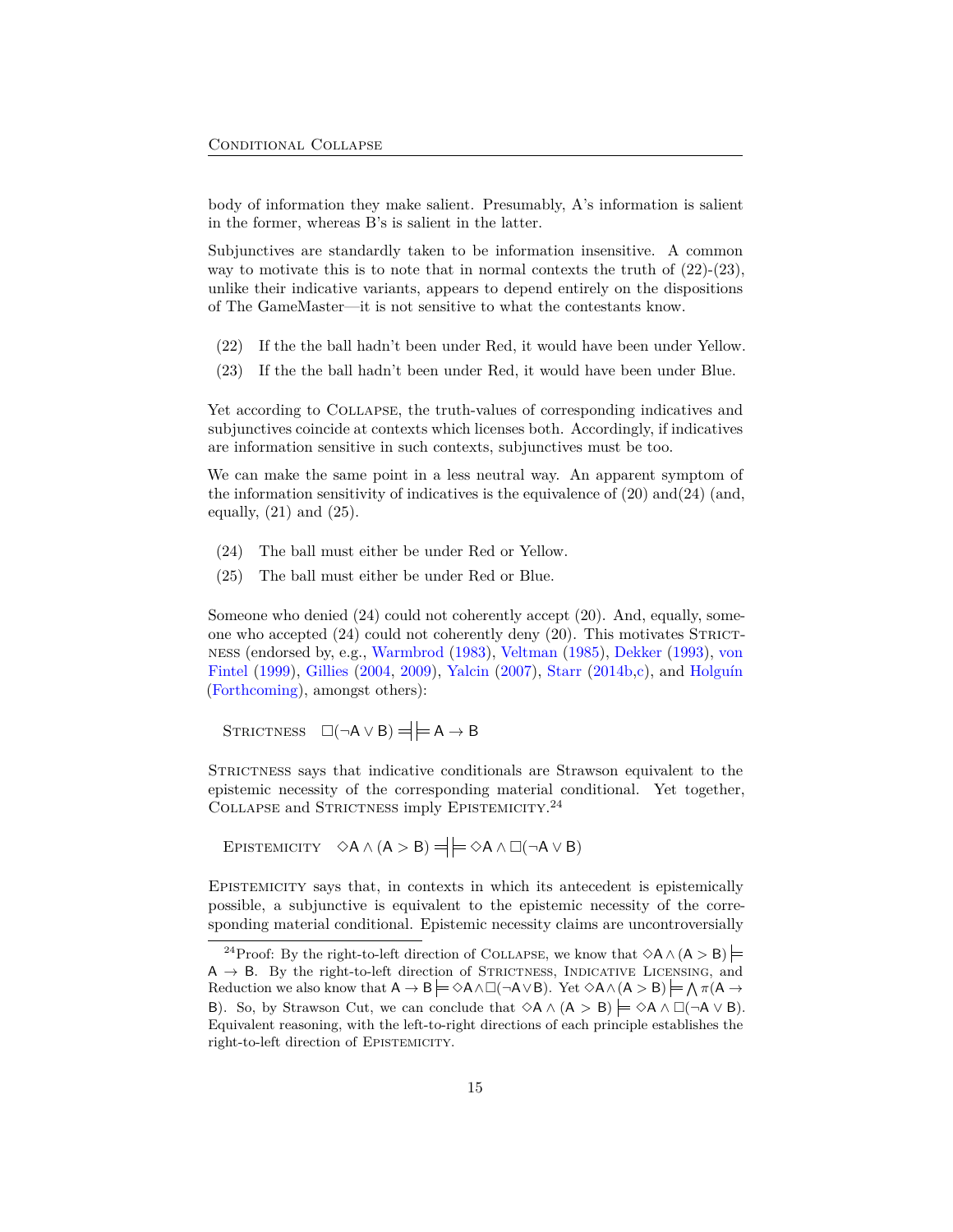body of information they make salient. Presumably, A's information is salient in the former, whereas B's is salient in the latter.

Subjunctives are standardly taken to be information insensitive. A common way to motivate this is to note that in normal contexts the truth of (22)-(23), unlike their indicative variants, appears to depend entirely on the dispositions of The GameMaster—it is not sensitive to what the contestants know.

(22) If the the ball hadn't been under Red, it would have been under Yellow.

(23) If the the ball hadn't been under Red, it would have been under Blue.

Yet according to Collapse, the truth-values of corresponding indicatives and subjunctives coincide at contexts which licenses both. Accordingly, if indicatives are information sensitive in such contexts, subjunctives must be too.

We can make the same point in a less neutral way. An apparent symptom of the information sensitivity of indicatives is the equivalence of (20) and(24) (and, equally, (21) and (25).

(24) The ball must either be under Red or Yellow.

(25) The ball must either be under Red or Blue.

Someone who denied (24) could not coherently accept (20). And, equally, someone who accepted (24) could not coherently deny (20). This motivates Strictness (endorsed by, e.g., Warmbrod (1983), Veltman (1985), Dekker (1993), von Fintel (1999), Gillies (2004, 2009), Yalcin (2007), Starr (2014b,c), and Holguín (Forthcoming), amongst others):

Strictness $\quad \Box(\neg \mathsf{A} \vee \mathsf{B}) \mathrel{=}\joinrel\mathrel{|}\joinrel\mathrel{|}\joinrel\mathrel{=} \mathsf{A} \rightarrow \mathsf{B}$

Strictness says that indicative conditionals are Strawson equivalent to the epistemic necessity of the corresponding material conditional. Yet together, Collapse and Strictness imply Epistemicity.[24]

Epistemicity $\quad \Diamond \mathsf{A} \wedge (\mathsf{A} > \mathsf{B}) \mathrel{=}\joinrel\mathrel{|}\joinrel\mathrel{|}\joinrel\mathrel{=} \Diamond \mathsf{A} \wedge \Box(\neg \mathsf{A} \vee \mathsf{B})$

Epistemicity says that, in contexts in which its antecedent is epistemically possible, a subjunctive is equivalent to the epistemic necessity of the corresponding material conditional. Epistemic necessity claims are uncontroversially

[24]Proof: By the right-to-left direction of Collapse, we know that $\Diamond \mathsf{A} \wedge (\mathsf{A} > \mathsf{B}) \models \mathsf{A} \rightarrow \mathsf{B}$. By the right-to-left direction of Strictness, Indicative Licensing, and Reduction we also know that $\mathsf{A} \rightarrow \mathsf{B} \models \Diamond \mathsf{A} \wedge \Box(\neg \mathsf{A} \vee \mathsf{B})$. Yet $\Diamond \mathsf{A} \wedge (\mathsf{A} > \mathsf{B}) \models \bigwedge \pi(\mathsf{A} \rightarrow \mathsf{B})$. So, by Strawson Cut, we can conclude that $\Diamond \mathsf{A} \wedge (\mathsf{A} > \mathsf{B}) \models \Diamond \mathsf{A} \wedge \Box(\neg \mathsf{A} \vee \mathsf{B})$. Equivalent reasoning, with the left-to-right directions of each principle establishes the right-to-left direction of Epistemicity.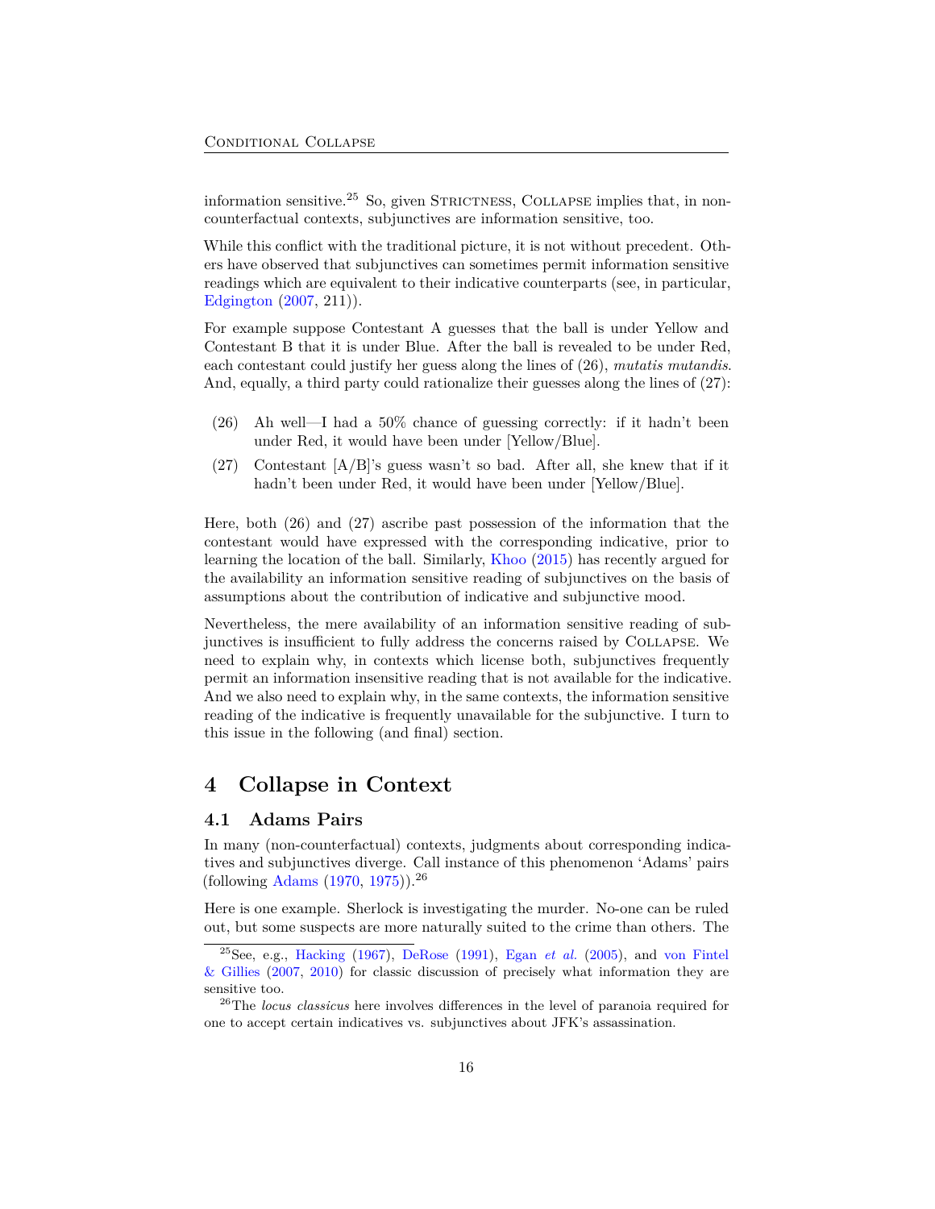information sensitive.[25] So, given Strictness, Collapse implies that, in non-counterfactual contexts, subjunctives are information sensitive, too.

While this conflict with the traditional picture, it is not without precedent. Others have observed that subjunctives can sometimes permit information sensitive readings which are equivalent to their indicative counterparts (see, in particular, Edgington (2007, 211)).

For example suppose Contestant A guesses that the ball is under Yellow and Contestant B that it is under Blue. After the ball is revealed to be under Red, each contestant could justify her guess along the lines of (26), *mutatis mutandis*. And, equally, a third party could rationalize their guesses along the lines of (27):

(26) Ah well—I had a 50% chance of guessing correctly: if it hadn't been under Red, it would have been under [Yellow/Blue].

(27) Contestant [A/B]'s guess wasn't so bad. After all, she knew that if it hadn't been under Red, it would have been under [Yellow/Blue].

Here, both (26) and (27) ascribe past possession of the information that the contestant would have expressed with the corresponding indicative, prior to learning the location of the ball. Similarly, Khoo (2015) has recently argued for the availability an information sensitive reading of subjunctives on the basis of assumptions about the contribution of indicative and subjunctive mood.

Nevertheless, the mere availability of an information sensitive reading of subjunctives is insufficient to fully address the concerns raised by Collapse. We need to explain why, in contexts which license both, subjunctives frequently permit an information insensitive reading that is not available for the indicative. And we also need to explain why, in the same contexts, the information sensitive reading of the indicative is frequently unavailable for the subjunctive. I turn to this issue in the following (and final) section.

# 4 Collapse in Context

## 4.1 Adams Pairs

In many (non-counterfactual) contexts, judgments about corresponding indicatives and subjunctives diverge. Call instance of this phenomenon 'Adams' pairs (following Adams (1970, 1975)).[26]

Here is one example. Sherlock is investigating the murder. No-one can be ruled out, but some suspects are more naturally suited to the crime than others. The

[25] See, e.g., Hacking (1967), DeRose (1991), Egan *et al.* (2005), and von Fintel & Gillies (2007, 2010) for classic discussion of precisely what information they are sensitive too.

[26] The *locus classicus* here involves differences in the level of paranoia required for one to accept certain indicatives vs. subjunctives about JFK's assassination.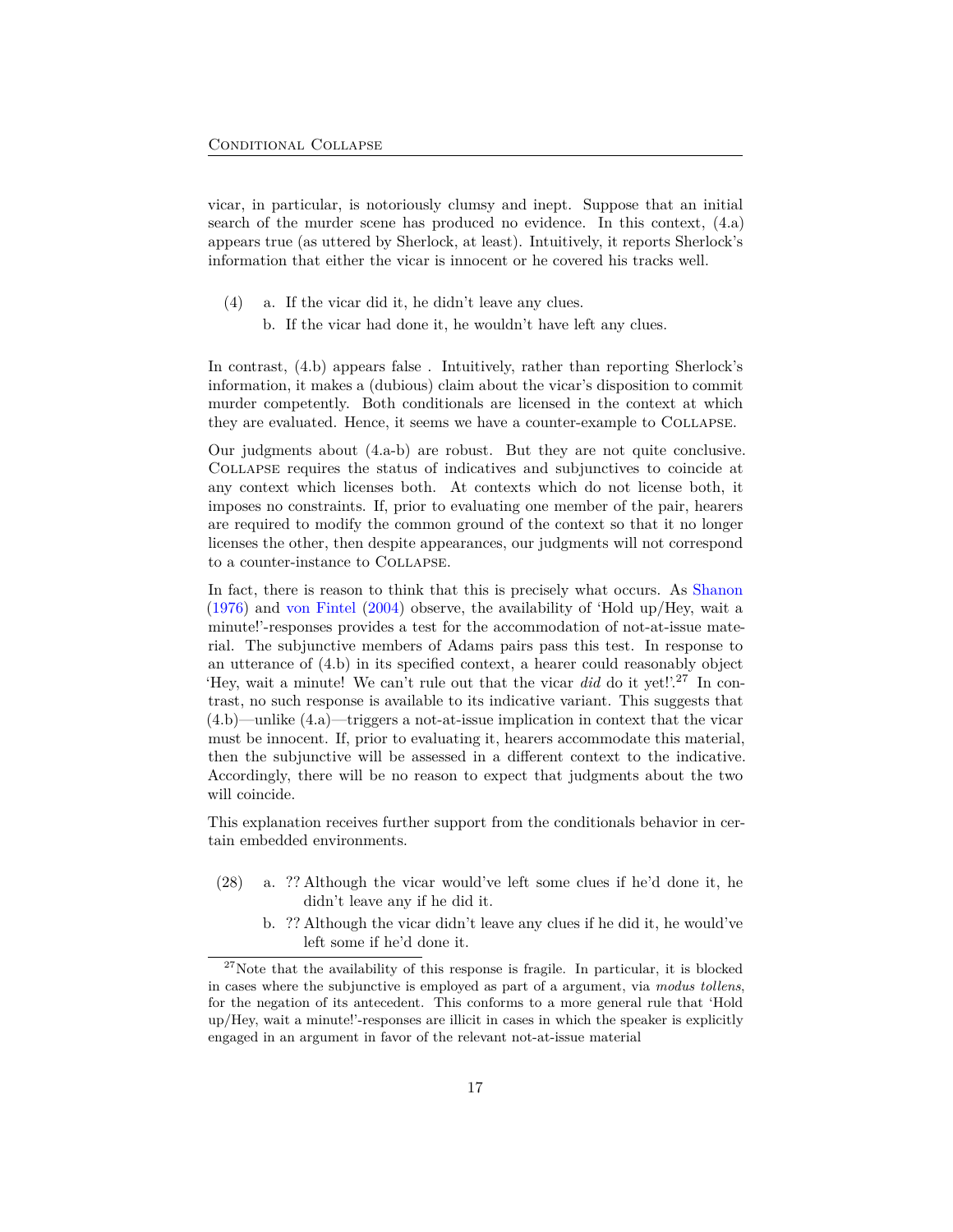vicar, in particular, is notoriously clumsy and inept. Suppose that an initial search of the murder scene has produced no evidence. In this context, (4.a) appears true (as uttered by Sherlock, at least). Intuitively, it reports Sherlock's information that either the vicar is innocent or he covered his tracks well.

(4) a. If the vicar did it, he didn't leave any clues.
  b. If the vicar had done it, he wouldn't have left any clues.

In contrast, (4.b) appears false . Intuitively, rather than reporting Sherlock's information, it makes a (dubious) claim about the vicar's disposition to commit murder competently. Both conditionals are licensed in the context at which they are evaluated. Hence, it seems we have a counter-example to Collapse.

Our judgments about (4.a-b) are robust. But they are not quite conclusive. Collapse requires the status of indicatives and subjunctives to coincide at any context which licenses both. At contexts which do not license both, it imposes no constraints. If, prior to evaluating one member of the pair, hearers are required to modify the common ground of the context so that it no longer licenses the other, then despite appearances, our judgments will not correspond to a counter-instance to Collapse.

In fact, there is reason to think that this is precisely what occurs. As Shanon (1976) and von Fintel (2004) observe, the availability of 'Hold up/Hey, wait a minute!'-responses provides a test for the accommodation of not-at-issue material. The subjunctive members of Adams pairs pass this test. In response to an utterance of (4.b) in its specified context, a hearer could reasonably object 'Hey, wait a minute! We can't rule out that the vicar *did* do it yet!'.[27] In contrast, no such response is available to its indicative variant. This suggests that (4.b)—unlike (4.a)—triggers a not-at-issue implication in context that the vicar must be innocent. If, prior to evaluating it, hearers accommodate this material, then the subjunctive will be assessed in a different context to the indicative. Accordingly, there will be no reason to expect that judgments about the two will coincide.

This explanation receives further support from the conditionals behavior in certain embedded environments.

(28) a. ?? Although the vicar would've left some clues if he'd done it, he didn't leave any if he did it.
  b. ?? Although the vicar didn't leave any clues if he did it, he would've left some if he'd done it.

[27] Note that the availability of this response is fragile. In particular, it is blocked in cases where the subjunctive is employed as part of a argument, via *modus tollens*, for the negation of its antecedent. This conforms to a more general rule that 'Hold up/Hey, wait a minute!'-responses are illicit in cases in which the speaker is explicitly engaged in an argument in favor of the relevant not-at-issue material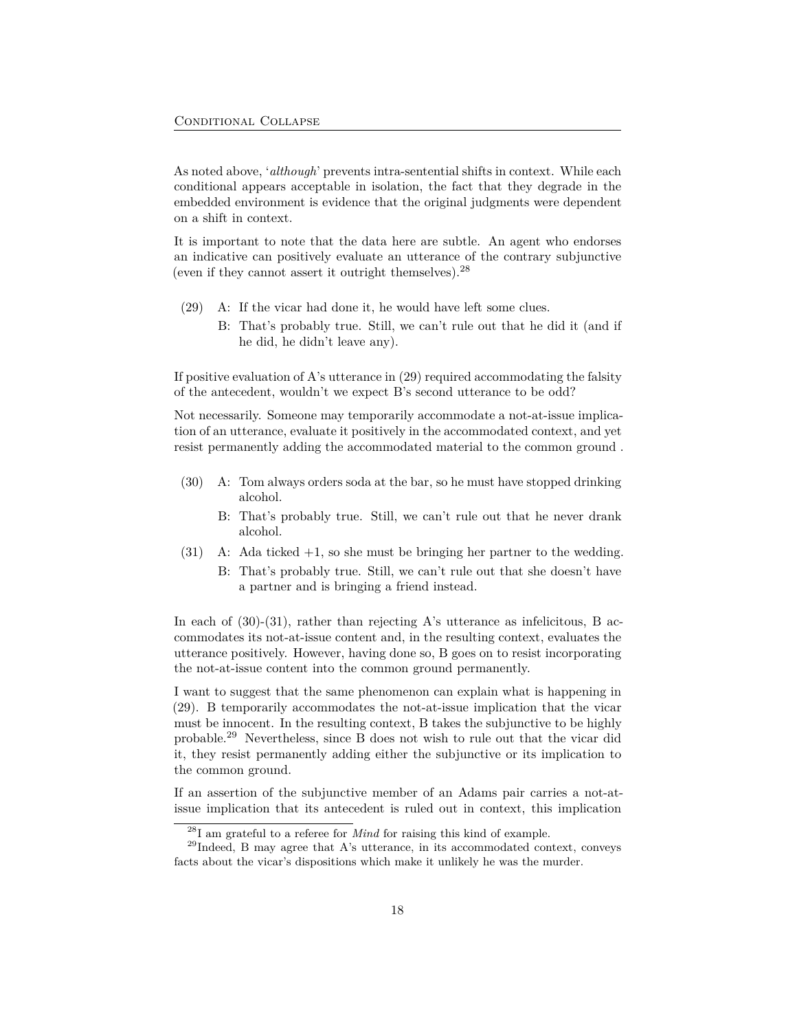As noted above, '*although*' prevents intra-sentential shifts in context. While each conditional appears acceptable in isolation, the fact that they degrade in the embedded environment is evidence that the original judgments were dependent on a shift in context.

It is important to note that the data here are subtle. An agent who endorses an indicative can positively evaluate an utterance of the contrary subjunctive (even if they cannot assert it outright themselves).[28]

(29) A: If the vicar had done it, he would have left some clues.

B: That's probably true. Still, we can't rule out that he did it (and if he did, he didn't leave any).

If positive evaluation of A's utterance in (29) required accommodating the falsity of the antecedent, wouldn't we expect B's second utterance to be odd?

Not necessarily. Someone may temporarily accommodate a not-at-issue implication of an utterance, evaluate it positively in the accommodated context, and yet resist permanently adding the accommodated material to the common ground .

(30) A: Tom always orders soda at the bar, so he must have stopped drinking alcohol.

B: That's probably true. Still, we can't rule out that he never drank alcohol.

(31) A: Ada ticked +1, so she must be bringing her partner to the wedding.

B: That's probably true. Still, we can't rule out that she doesn't have a partner and is bringing a friend instead.

In each of (30)-(31), rather than rejecting A's utterance as infelicitous, B accommodates its not-at-issue content and, in the resulting context, evaluates the utterance positively. However, having done so, B goes on to resist incorporating the not-at-issue content into the common ground permanently.

I want to suggest that the same phenomenon can explain what is happening in (29). B temporarily accommodates the not-at-issue implication that the vicar must be innocent. In the resulting context, B takes the subjunctive to be highly probable.[29] Nevertheless, since B does not wish to rule out that the vicar did it, they resist permanently adding either the subjunctive or its implication to the common ground.

If an assertion of the subjunctive member of an Adams pair carries a not-at-issue implication that its antecedent is ruled out in context, this implication

[28] I am grateful to a referee for *Mind* for raising this kind of example.

[29] Indeed, B may agree that A's utterance, in its accommodated context, conveys facts about the vicar's dispositions which make it unlikely he was the murder.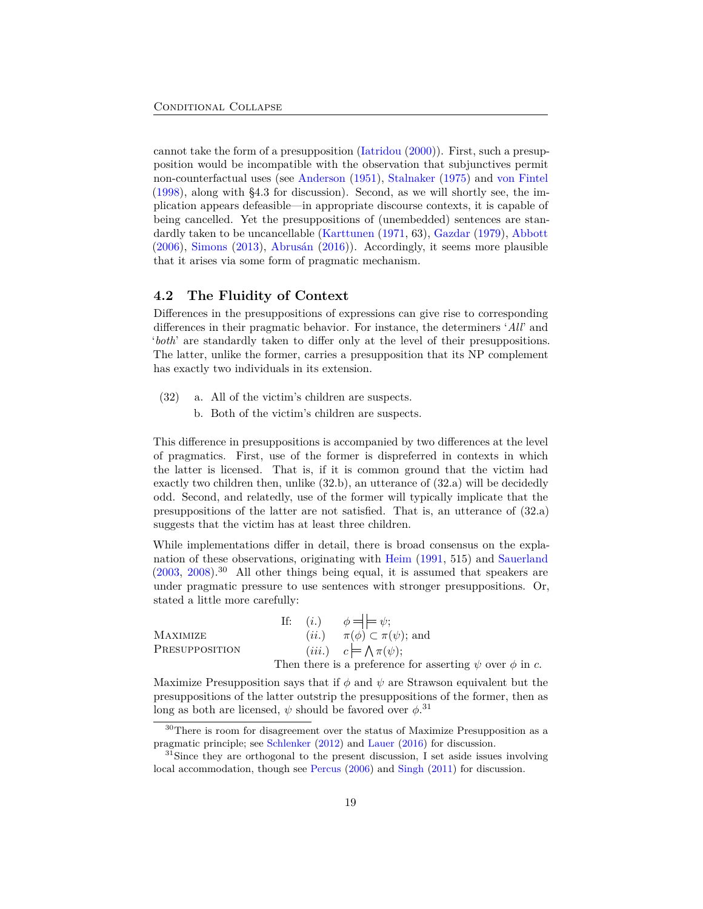cannot take the form of a presupposition (Iatridou (2000)). First, such a presupposition would be incompatible with the observation that subjunctives permit non-counterfactual uses (see Anderson (1951), Stalnaker (1975) and von Fintel (1998), along with §4.3 for discussion). Second, as we will shortly see, the implication appears defeasible—in appropriate discourse contexts, it is capable of being cancelled. Yet the presuppositions of (unembedded) sentences are standardly taken to be uncancellable (Karttunen (1971, 63), Gazdar (1979), Abbott (2006), Simons (2013), Abrusán (2016)). Accordingly, it seems more plausible that it arises via some form of pragmatic mechanism.

## 4.2 The Fluidity of Context

Differences in the presuppositions of expressions can give rise to corresponding differences in their pragmatic behavior. For instance, the determiners '*All*' and '*both*' are standardly taken to differ only at the level of their presuppositions. The latter, unlike the former, carries a presupposition that its NP complement has exactly two individuals in its extension.

(32) a. All of the victim's children are suspects.
  b. Both of the victim's children are suspects.

This difference in presuppositions is accompanied by two differences at the level of pragmatics. First, use of the former is dispreferred in contexts in which the latter is licensed. That is, if it is common ground that the victim had exactly two children then, unlike (32.b), an utterance of (32.a) will be decidedly odd. Second, and relatedly, use of the former will typically implicate that the presuppositions of the latter are not satisfied. That is, an utterance of (32.a) suggests that the victim has at least three children.

While implementations differ in detail, there is broad consensus on the explanation of these observations, originating with Heim (1991, 515) and Sauerland (2003, 2008).[30] All other things being equal, it is assumed that speakers are under pragmatic pressure to use sentences with stronger presuppositions. Or, stated a little more carefully:

**Maximize Presupposition**
If: (*i.*) $\phi \;{=}\!|\!{\models}\; \psi$;
(*ii.*) $\pi(\phi) \subset \pi(\psi)$; and
(*iii.*) $c \models \bigwedge \pi(\psi)$;
Then there is a preference for asserting $\psi$ over $\phi$ in $c$.

Maximize Presupposition says that if $\phi$ and $\psi$ are Strawson equivalent but the presuppositions of the latter outstrip the presuppositions of the former, then as long as both are licensed, $\psi$ should be favored over $\phi$.[31]

[30] There is room for disagreement over the status of Maximize Presupposition as a pragmatic principle; see Schlenker (2012) and Lauer (2016) for discussion.

[31] Since they are orthogonal to the present discussion, I set aside issues involving local accommodation, though see Percus (2006) and Singh (2011) for discussion.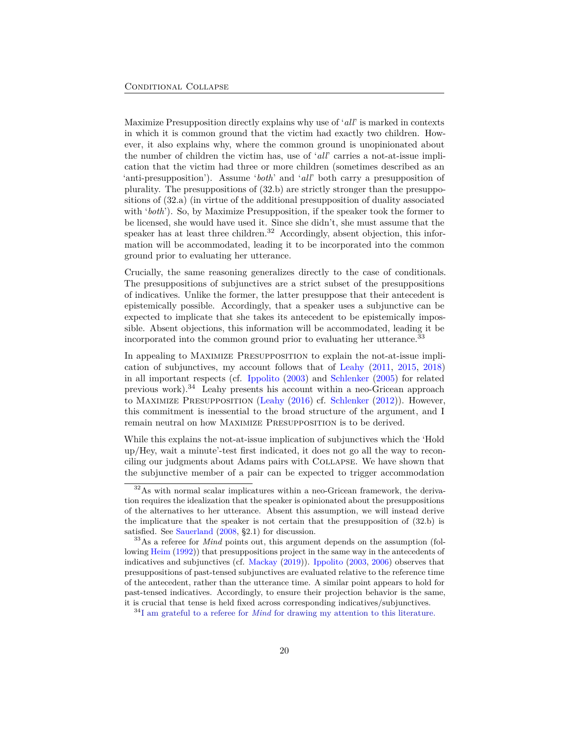Maximize Presupposition directly explains why use of '*all*' is marked in contexts in which it is common ground that the victim had exactly two children. However, it also explains why, where the common ground is unopinionated about the number of children the victim has, use of '*all*' carries a not-at-issue implication that the victim had three or more children (sometimes described as an 'anti-presupposition'). Assume '*both*' and '*all*' both carry a presupposition of plurality. The presuppositions of (32.b) are strictly stronger than the presuppositions of (32.a) (in virtue of the additional presupposition of duality associated with '*both*'). So, by Maximize Presupposition, if the speaker took the former to be licensed, she would have used it. Since she didn't, she must assume that the speaker has at least three children.[32] Accordingly, absent objection, this information will be accommodated, leading it to be incorporated into the common ground prior to evaluating her utterance.

Crucially, the same reasoning generalizes directly to the case of conditionals. The presuppositions of subjunctives are a strict subset of the presuppositions of indicatives. Unlike the former, the latter presuppose that their antecedent is epistemically possible. Accordingly, that a speaker uses a subjunctive can be expected to implicate that she takes its antecedent to be epistemically impossible. Absent objections, this information will be accommodated, leading it be incorporated into the common ground prior to evaluating her utterance.[33]

In appealing to Maximize Presupposition to explain the not-at-issue implication of subjunctives, my account follows that of Leahy (2011, 2015, 2018) in all important respects (cf. Ippolito (2003) and Schlenker (2005) for related previous work).[34] Leahy presents his account within a neo-Gricean approach to Maximize Presupposition (Leahy (2016) cf. Schlenker (2012)). However, this commitment is inessential to the broad structure of the argument, and I remain neutral on how Maximize Presupposition is to be derived.

While this explains the not-at-issue implication of subjunctives which the 'Hold up/Hey, wait a minute'-test first indicated, it does not go all the way to reconciling our judgments about Adams pairs with Collapse. We have shown that the subjunctive member of a pair can be expected to trigger accommodation

---

[32] As with normal scalar implicatures within a neo-Gricean framework, the derivation requires the idealization that the speaker is opinionated about the presuppositions of the alternatives to her utterance. Absent this assumption, we will instead derive the implicature that the speaker is not certain that the presupposition of (32.b) is satisfied. See Sauerland (2008, §2.1) for discussion.

[33] As a referee for *Mind* points out, this argument depends on the assumption (following Heim (1992)) that presuppositions project in the same way in the antecedents of indicatives and subjunctives (cf. Mackay (2019)). Ippolito (2003, 2006) observes that presuppositions of past-tensed subjunctives are evaluated relative to the reference time of the antecedent, rather than the utterance time. A similar point appears to hold for past-tensed indicatives. Accordingly, to ensure their projection behavior is the same, it is crucial that tense is held fixed across corresponding indicatives/subjunctives.

[34] I am grateful to a referee for *Mind* for drawing my attention to this literature.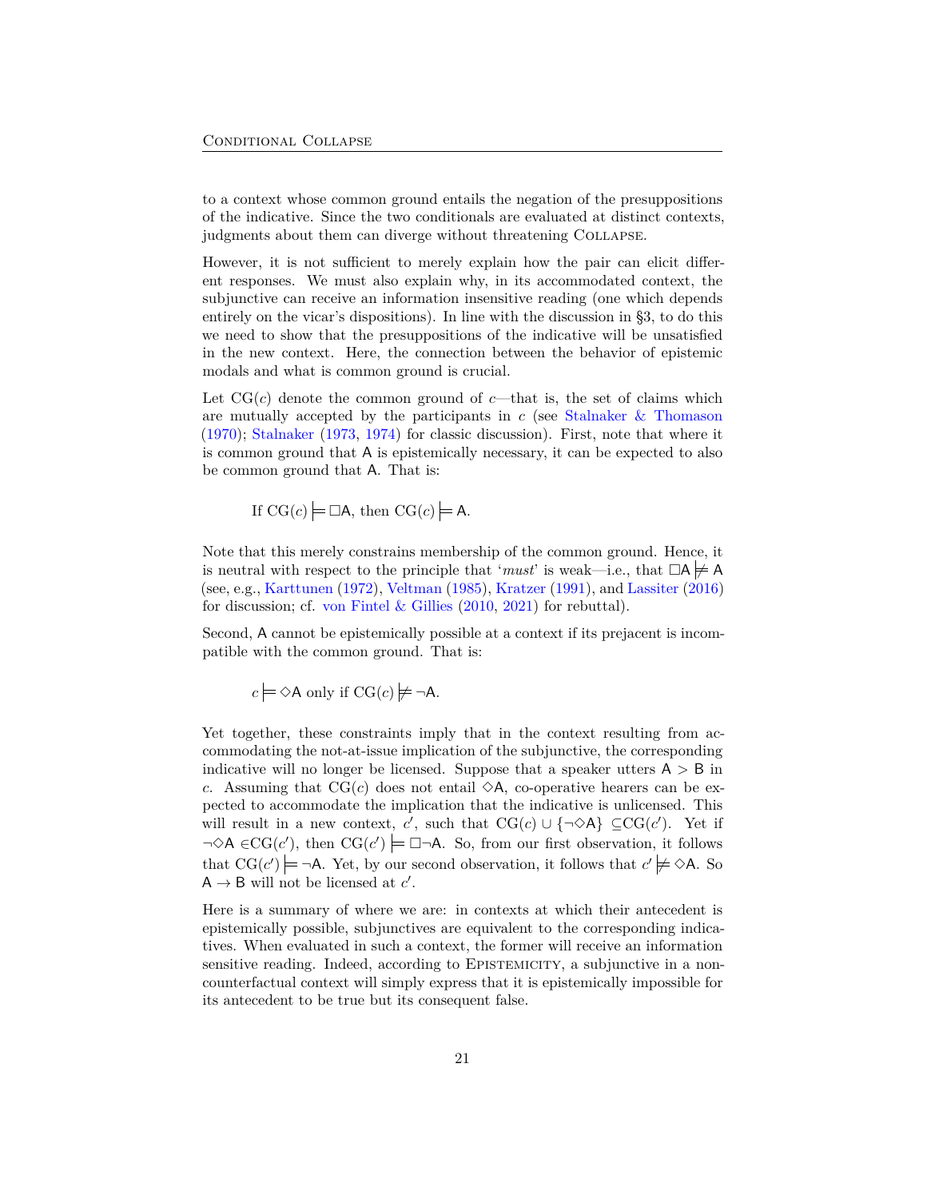to a context whose common ground entails the negation of the presuppositions of the indicative. Since the two conditionals are evaluated at distinct contexts, judgments about them can diverge without threatening COLLAPSE.

However, it is not sufficient to merely explain how the pair can elicit different responses. We must also explain why, in its accommodated context, the subjunctive can receive an information insensitive reading (one which depends entirely on the vicar's dispositions). In line with the discussion in §3, to do this we need to show that the presuppositions of the indicative will be unsatisfied in the new context. Here, the connection between the behavior of epistemic modals and what is common ground is crucial.

Let $\mathrm{CG}(c)$ denote the common ground of $c$—that is, the set of claims which are mutually accepted by the participants in $c$ (see Stalnaker & Thomason (1970); Stalnaker (1973, 1974) for classic discussion). First, note that where it is common ground that $\mathsf{A}$ is epistemically necessary, it can be expected to also be common ground that $\mathsf{A}$. That is:

$$\text{If } \mathrm{CG}(c) \models \Box\mathsf{A}, \text{ then } \mathrm{CG}(c) \models \mathsf{A}.$$

Note that this merely constrains membership of the common ground. Hence, it is neutral with respect to the principle that '*must*' is weak—i.e., that $\Box\mathsf{A} \not\models \mathsf{A}$ (see, e.g., Karttunen (1972), Veltman (1985), Kratzer (1991), and Lassiter (2016) for discussion; cf. von Fintel & Gillies (2010, 2021) for rebuttal).

Second, $\mathsf{A}$ cannot be epistemically possible at a context if its prejacent is incompatible with the common ground. That is:

$$c \models \Diamond\mathsf{A} \text{ only if } \mathrm{CG}(c) \not\models \neg\mathsf{A}.$$

Yet together, these constraints imply that in the context resulting from accommodating the not-at-issue implication of the subjunctive, the corresponding indicative will no longer be licensed. Suppose that a speaker utters $\mathsf{A} > \mathsf{B}$ in $c$. Assuming that $\mathrm{CG}(c)$ does not entail $\Diamond\mathsf{A}$, co-operative hearers can be expected to accommodate the implication that the indicative is unlicensed. This will result in a new context, $c'$, such that $\mathrm{CG}(c) \cup \{\neg\Diamond\mathsf{A}\} \subseteq \mathrm{CG}(c')$. Yet if $\neg\Diamond\mathsf{A} \in \mathrm{CG}(c')$, then $\mathrm{CG}(c') \models \Box\neg\mathsf{A}$. So, from our first observation, it follows that $\mathrm{CG}(c') \models \neg\mathsf{A}$. Yet, by our second observation, it follows that $c' \not\models \Diamond\mathsf{A}$. So $\mathsf{A} \rightarrow \mathsf{B}$ will not be licensed at $c'$.

Here is a summary of where we are: in contexts at which their antecedent is epistemically possible, subjunctives are equivalent to the corresponding indicatives. When evaluated in such a context, the former will receive an information sensitive reading. Indeed, according to EPISTEMICITY, a subjunctive in a non-counterfactual context will simply express that it is epistemically impossible for its antecedent to be true but its consequent false.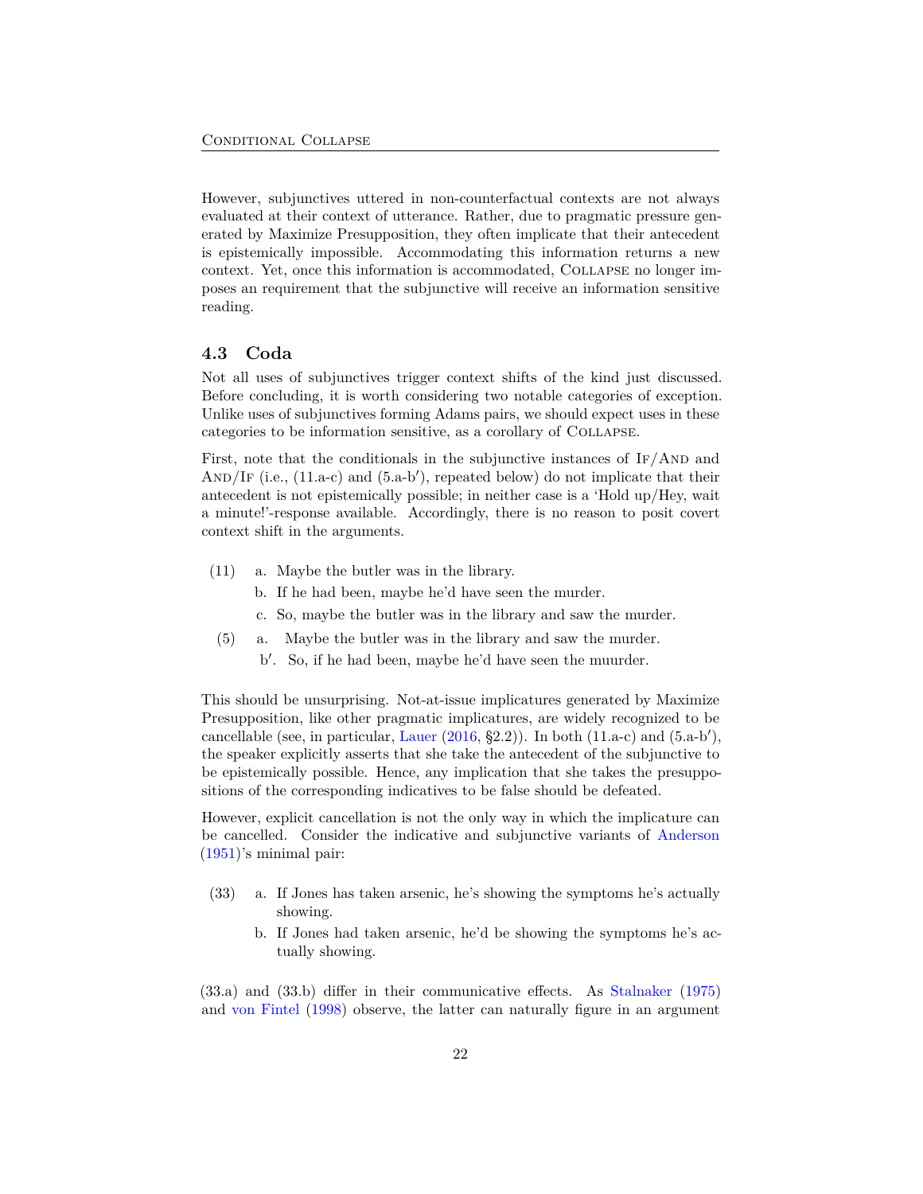However, subjunctives uttered in non-counterfactual contexts are not always evaluated at their context of utterance. Rather, due to pragmatic pressure generated by Maximize Presupposition, they often implicate that their antecedent is epistemically impossible. Accommodating this information returns a new context. Yet, once this information is accommodated, Collapse no longer imposes an requirement that the subjunctive will receive an information sensitive reading.

### 4.3 Coda

Not all uses of subjunctives trigger context shifts of the kind just discussed. Before concluding, it is worth considering two notable categories of exception. Unlike uses of subjunctives forming Adams pairs, we should expect uses in these categories to be information sensitive, as a corollary of Collapse.

First, note that the conditionals in the subjunctive instances of If/And and And/If (i.e., (11.a-c) and (5.a-b′), repeated below) do not implicate that their antecedent is not epistemically possible; in neither case is a 'Hold up/Hey, wait a minute!'-response available. Accordingly, there is no reason to posit covert context shift in the arguments.

(11) a. Maybe the butler was in the library.
  b. If he had been, maybe he'd have seen the murder.
  c. So, maybe the butler was in the library and saw the murder.

(5) a. Maybe the butler was in the library and saw the murder.
  b′. So, if he had been, maybe he'd have seen the muurder.

This should be unsurprising. Not-at-issue implicatures generated by Maximize Presupposition, like other pragmatic implicatures, are widely recognized to be cancellable (see, in particular, Lauer (2016, §2.2)). In both (11.a-c) and (5.a-b′), the speaker explicitly asserts that she take the antecedent of the subjunctive to be epistemically possible. Hence, any implication that she takes the presuppositions of the corresponding indicatives to be false should be defeated.

However, explicit cancellation is not the only way in which the implicature can be cancelled. Consider the indicative and subjunctive variants of Anderson (1951)'s minimal pair:

(33) a. If Jones has taken arsenic, he's showing the symptoms he's actually showing.
  b. If Jones had taken arsenic, he'd be showing the symptoms he's actually showing.

(33.a) and (33.b) differ in their communicative effects. As Stalnaker (1975) and von Fintel (1998) observe, the latter can naturally figure in an argument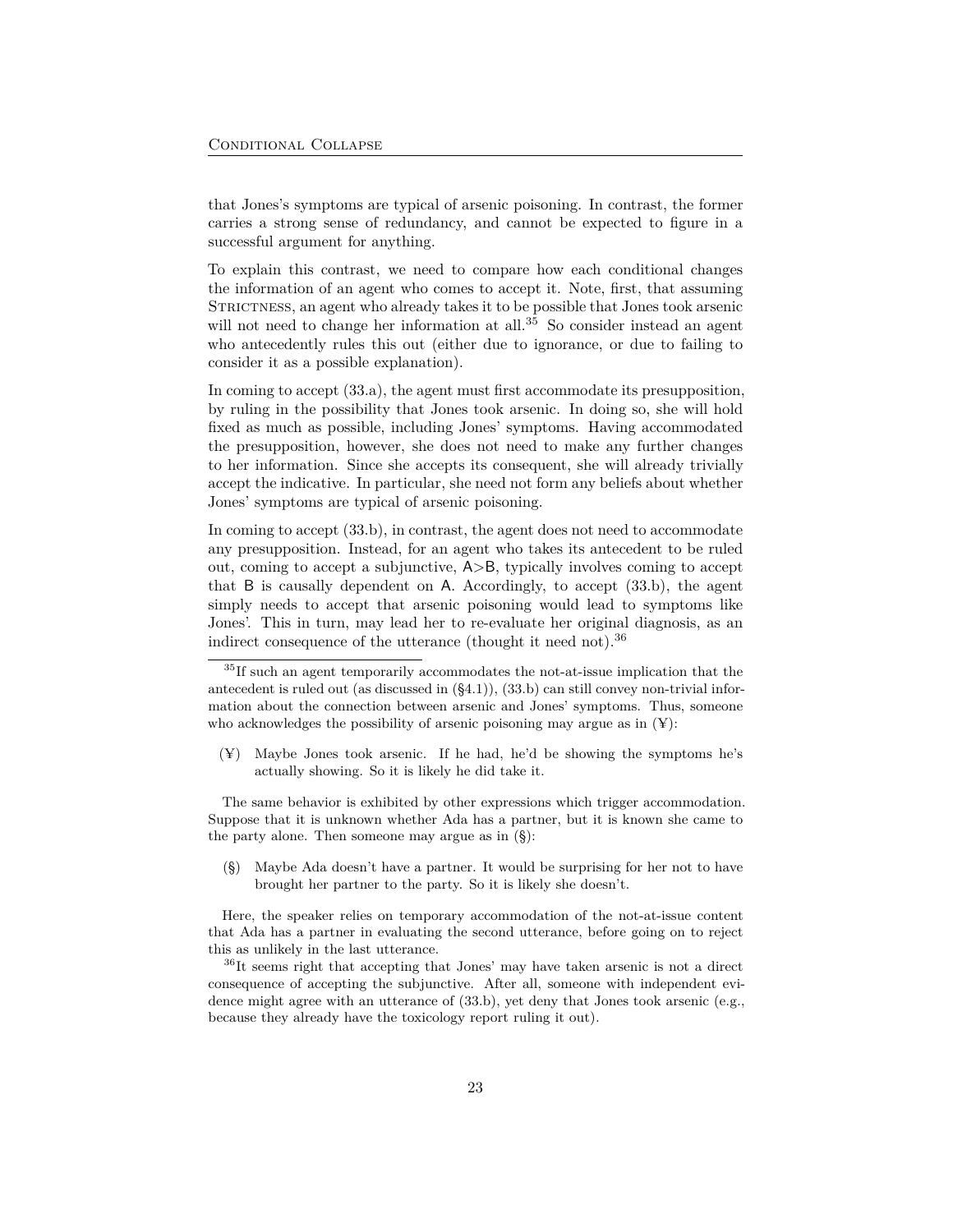that Jones's symptoms are typical of arsenic poisoning. In contrast, the former carries a strong sense of redundancy, and cannot be expected to figure in a successful argument for anything.

To explain this contrast, we need to compare how each conditional changes the information of an agent who comes to accept it. Note, first, that assuming STRICTNESS, an agent who already takes it to be possible that Jones took arsenic will not need to change her information at all.[35] So consider instead an agent who antecedently rules this out (either due to ignorance, or due to failing to consider it as a possible explanation).

In coming to accept (33.a), the agent must first accommodate its presupposition, by ruling in the possibility that Jones took arsenic. In doing so, she will hold fixed as much as possible, including Jones' symptoms. Having accommodated the presupposition, however, she does not need to make any further changes to her information. Since she accepts its consequent, she will already trivially accept the indicative. In particular, she need not form any beliefs about whether Jones' symptoms are typical of arsenic poisoning.

In coming to accept (33.b), in contrast, the agent does not need to accommodate any presupposition. Instead, for an agent who takes its antecedent to be ruled out, coming to accept a subjunctive, A>B, typically involves coming to accept that B is causally dependent on A. Accordingly, to accept (33.b), the agent simply needs to accept that arsenic poisoning would lead to symptoms like Jones'. This in turn, may lead her to re-evaluate her original diagnosis, as an indirect consequence of the utterance (thought it need not).[36]

---

[35] If such an agent temporarily accommodates the not-at-issue implication that the antecedent is ruled out (as discussed in (§4.1)), (33.b) can still convey non-trivial information about the connection between arsenic and Jones' symptoms. Thus, someone who acknowledges the possibility of arsenic poisoning may argue as in (¥):

(¥) Maybe Jones took arsenic. If he had, he'd be showing the symptoms he's actually showing. So it is likely he did take it.

The same behavior is exhibited by other expressions which trigger accommodation. Suppose that it is unknown whether Ada has a partner, but it is known she came to the party alone. Then someone may argue as in (§):

(§) Maybe Ada doesn't have a partner. It would be surprising for her not to have brought her partner to the party. So it is likely she doesn't.

Here, the speaker relies on temporary accommodation of the not-at-issue content that Ada has a partner in evaluating the second utterance, before going on to reject this as unlikely in the last utterance.

[36] It seems right that accepting that Jones' may have taken arsenic is not a direct consequence of accepting the subjunctive. After all, someone with independent evidence might agree with an utterance of (33.b), yet deny that Jones took arsenic (e.g., because they already have the toxicology report ruling it out).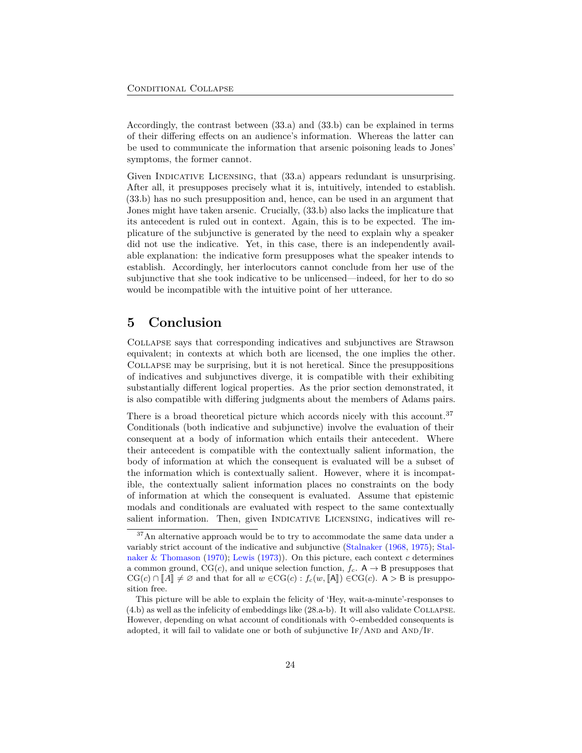Accordingly, the contrast between (33.a) and (33.b) can be explained in terms of their differing effects on an audience's information. Whereas the latter can be used to communicate the information that arsenic poisoning leads to Jones' symptoms, the former cannot.

Given Indicative Licensing, that (33.a) appears redundant is unsurprising. After all, it presupposes precisely what it is, intuitively, intended to establish. (33.b) has no such presupposition and, hence, can be used in an argument that Jones might have taken arsenic. Crucially, (33.b) also lacks the implicature that its antecedent is ruled out in context. Again, this is to be expected. The implicature of the subjunctive is generated by the need to explain why a speaker did not use the indicative. Yet, in this case, there is an independently available explanation: the indicative form presupposes what the speaker intends to establish. Accordingly, her interlocutors cannot conclude from her use of the subjunctive that she took indicative to be unlicensed—indeed, for her to do so would be incompatible with the intuitive point of her utterance.

## 5 Conclusion

Collapse says that corresponding indicatives and subjunctives are Strawson equivalent; in contexts at which both are licensed, the one implies the other. Collapse may be surprising, but it is not heretical. Since the presuppositions of indicatives and subjunctives diverge, it is compatible with their exhibiting substantially different logical properties. As the prior section demonstrated, it is also compatible with differing judgments about the members of Adams pairs.

There is a broad theoretical picture which accords nicely with this account.[37] Conditionals (both indicative and subjunctive) involve the evaluation of their consequent at a body of information which entails their antecedent. Where their antecedent is compatible with the contextually salient information, the body of information at which the consequent is evaluated will be a subset of the information which is contextually salient. However, where it is incompatible, the contextually salient information places no constraints on the body of information at which the consequent is evaluated. Assume that epistemic modals and conditionals are evaluated with respect to the same contextually salient information. Then, given Indicative Licensing, indicatives will re-

[37] An alternative approach would be to try to accommodate the same data under a variably strict account of the indicative and subjunctive (Stalnaker (1968, 1975); Stalnaker & Thomason (1970); Lewis (1973)). On this picture, each context $c$ determines a common ground, $\mathrm{CG}(c)$, and unique selection function, $f_c$. $\mathsf{A} \rightarrow \mathsf{B}$ presupposes that $\mathrm{CG}(c) \cap [\![A]\!] \neq \varnothing$ and that for all $w \in \mathrm{CG}(c) : f_c(w, [\![\mathsf{A}]\!]) \in \mathrm{CG}(c)$. $\mathsf{A} > \mathsf{B}$ is presupposition free.

This picture will be able to explain the felicity of 'Hey, wait-a-minute'-responses to (4.b) as well as the infelicity of embeddings like (28.a-b). It will also validate Collapse. However, depending on what account of conditionals with $\Diamond$-embedded consequents is adopted, it will fail to validate one or both of subjunctive If/And and And/If.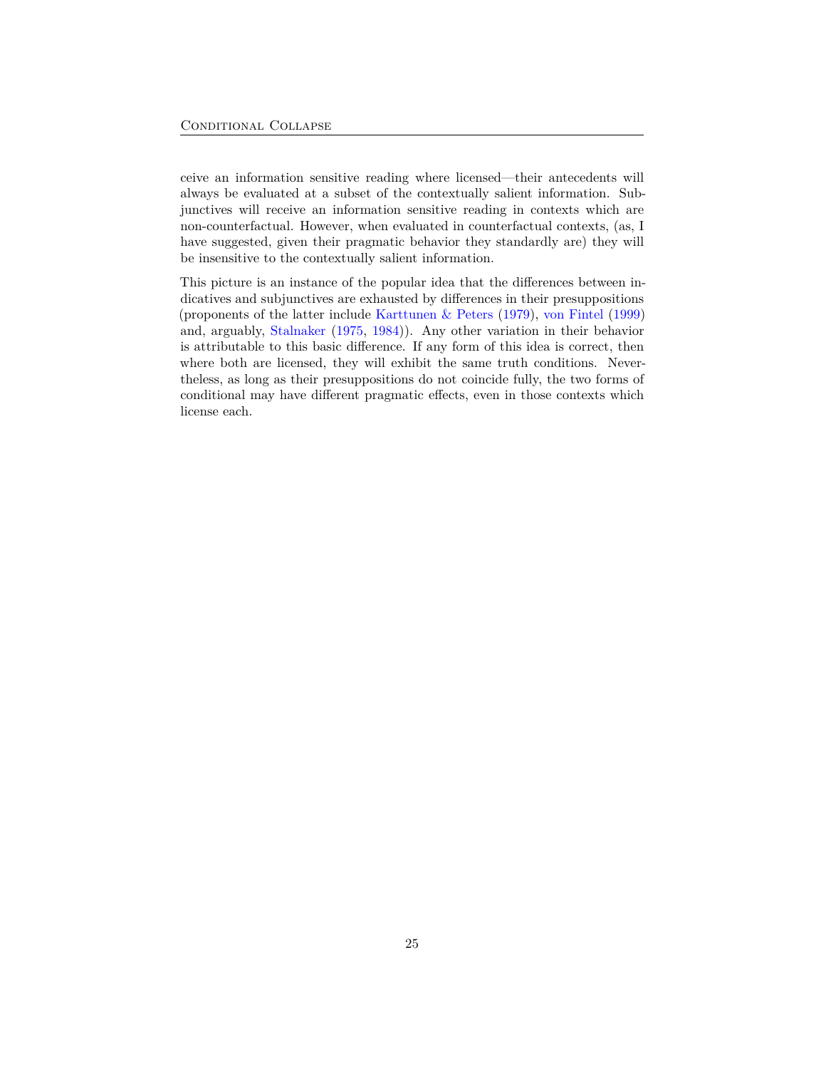ceive an information sensitive reading where licensed—their antecedents will always be evaluated at a subset of the contextually salient information. Subjunctives will receive an information sensitive reading in contexts which are non-counterfactual. However, when evaluated in counterfactual contexts, (as, I have suggested, given their pragmatic behavior they standardly are) they will be insensitive to the contextually salient information.

This picture is an instance of the popular idea that the differences between indicatives and subjunctives are exhausted by differences in their presuppositions (proponents of the latter include Karttunen & Peters (1979), von Fintel (1999) and, arguably, Stalnaker (1975, 1984)). Any other variation in their behavior is attributable to this basic difference. If any form of this idea is correct, then where both are licensed, they will exhibit the same truth conditions. Nevertheless, as long as their presuppositions do not coincide fully, the two forms of conditional may have different pragmatic effects, even in those contexts which license each.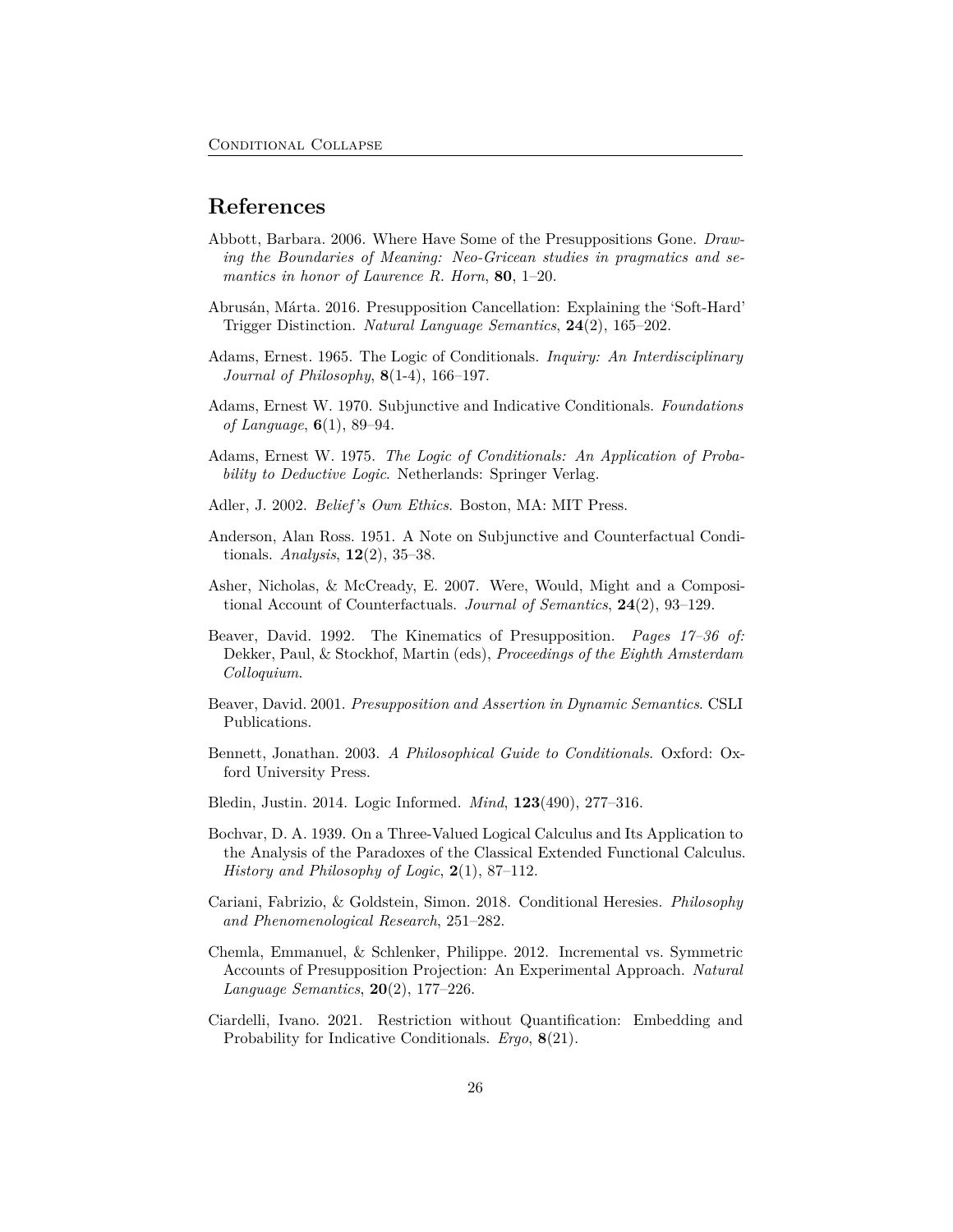## References

Abbott, Barbara. 2006. Where Have Some of the Presuppositions Gone. *Drawing the Boundaries of Meaning: Neo-Gricean studies in pragmatics and semantics in honor of Laurence R. Horn*, **80**, 1–20.

Abrusán, Márta. 2016. Presupposition Cancellation: Explaining the 'Soft-Hard' Trigger Distinction. *Natural Language Semantics*, **24**(2), 165–202.

Adams, Ernest. 1965. The Logic of Conditionals. *Inquiry: An Interdisciplinary Journal of Philosophy*, **8**(1-4), 166–197.

Adams, Ernest W. 1970. Subjunctive and Indicative Conditionals. *Foundations of Language*, **6**(1), 89–94.

Adams, Ernest W. 1975. *The Logic of Conditionals: An Application of Probability to Deductive Logic*. Netherlands: Springer Verlag.

Adler, J. 2002. *Belief's Own Ethics*. Boston, MA: MIT Press.

Anderson, Alan Ross. 1951. A Note on Subjunctive and Counterfactual Conditionals. *Analysis*, **12**(2), 35–38.

Asher, Nicholas, & McCready, E. 2007. Were, Would, Might and a Compositional Account of Counterfactuals. *Journal of Semantics*, **24**(2), 93–129.

Beaver, David. 1992. The Kinematics of Presupposition. *Pages 17–36 of:* Dekker, Paul, & Stockhof, Martin (eds), *Proceedings of the Eighth Amsterdam Colloquium*.

Beaver, David. 2001. *Presupposition and Assertion in Dynamic Semantics*. CSLI Publications.

Bennett, Jonathan. 2003. *A Philosophical Guide to Conditionals*. Oxford: Oxford University Press.

Bledin, Justin. 2014. Logic Informed. *Mind*, **123**(490), 277–316.

Bochvar, D. A. 1939. On a Three-Valued Logical Calculus and Its Application to the Analysis of the Paradoxes of the Classical Extended Functional Calculus. *History and Philosophy of Logic*, **2**(1), 87–112.

Cariani, Fabrizio, & Goldstein, Simon. 2018. Conditional Heresies. *Philosophy and Phenomenological Research*, 251–282.

Chemla, Emmanuel, & Schlenker, Philippe. 2012. Incremental vs. Symmetric Accounts of Presupposition Projection: An Experimental Approach. *Natural Language Semantics*, **20**(2), 177–226.

Ciardelli, Ivano. 2021. Restriction without Quantification: Embedding and Probability for Indicative Conditionals. *Ergo*, **8**(21).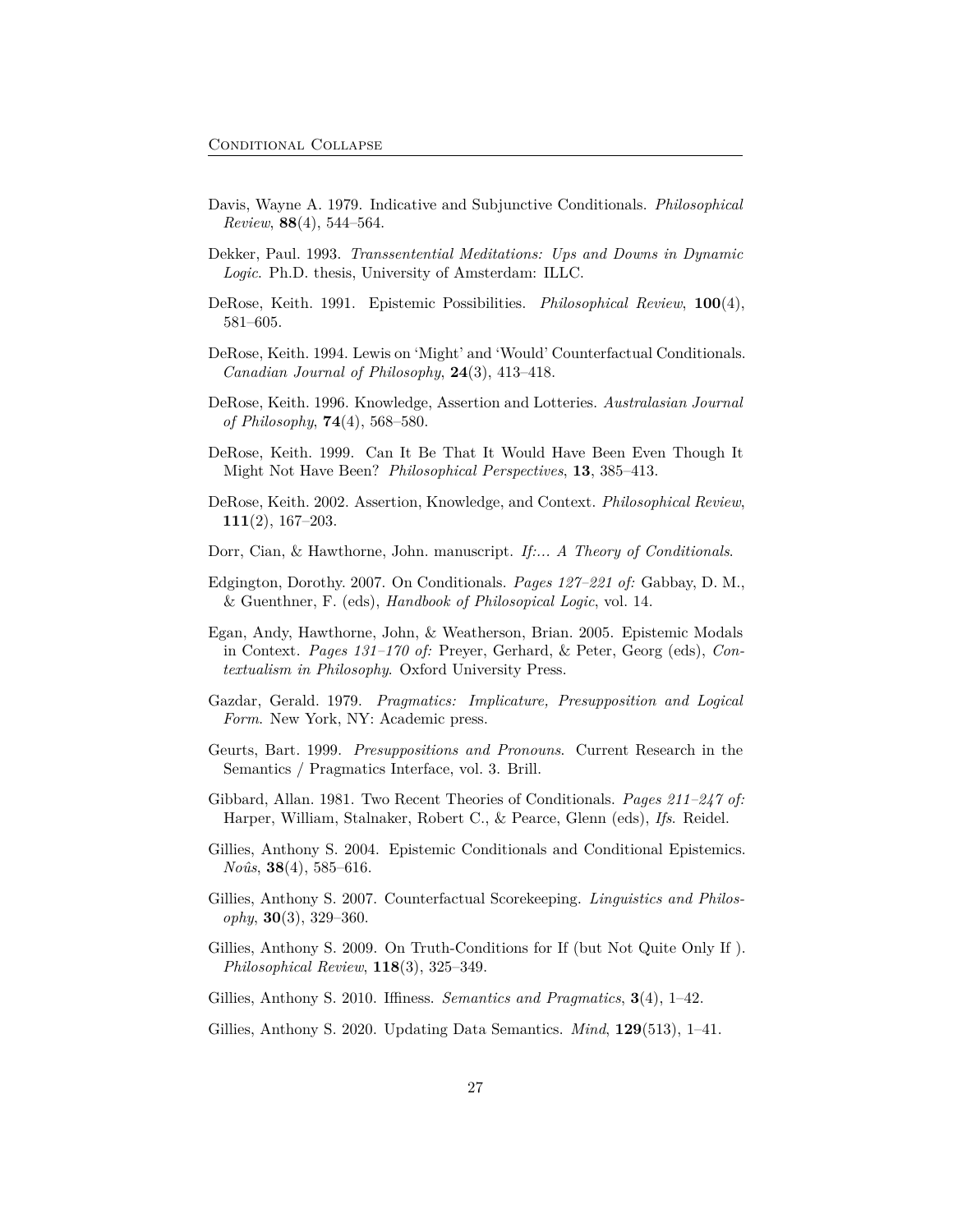Davis, Wayne A. 1979. Indicative and Subjunctive Conditionals. *Philosophical Review*, **88**(4), 544–564.

Dekker, Paul. 1993. *Transsentential Meditations: Ups and Downs in Dynamic Logic*. Ph.D. thesis, University of Amsterdam: ILLC.

DeRose, Keith. 1991. Epistemic Possibilities. *Philosophical Review*, **100**(4), 581–605.

DeRose, Keith. 1994. Lewis on 'Might' and 'Would' Counterfactual Conditionals. *Canadian Journal of Philosophy*, **24**(3), 413–418.

DeRose, Keith. 1996. Knowledge, Assertion and Lotteries. *Australasian Journal of Philosophy*, **74**(4), 568–580.

DeRose, Keith. 1999. Can It Be That It Would Have Been Even Though It Might Not Have Been? *Philosophical Perspectives*, **13**, 385–413.

DeRose, Keith. 2002. Assertion, Knowledge, and Context. *Philosophical Review*, **111**(2), 167–203.

Dorr, Cian, & Hawthorne, John. manuscript. *If:... A Theory of Conditionals*.

Edgington, Dorothy. 2007. On Conditionals. *Pages 127–221 of:* Gabbay, D. M., & Guenthner, F. (eds), *Handbook of Philosopical Logic*, vol. 14.

Egan, Andy, Hawthorne, John, & Weatherson, Brian. 2005. Epistemic Modals in Context. *Pages 131–170 of:* Preyer, Gerhard, & Peter, Georg (eds), *Contextualism in Philosophy*. Oxford University Press.

Gazdar, Gerald. 1979. *Pragmatics: Implicature, Presupposition and Logical Form*. New York, NY: Academic press.

Geurts, Bart. 1999. *Presuppositions and Pronouns*. Current Research in the Semantics / Pragmatics Interface, vol. 3. Brill.

Gibbard, Allan. 1981. Two Recent Theories of Conditionals. *Pages 211–247 of:* Harper, William, Stalnaker, Robert C., & Pearce, Glenn (eds), *Ifs*. Reidel.

Gillies, Anthony S. 2004. Epistemic Conditionals and Conditional Epistemics. *Noûs*, **38**(4), 585–616.

Gillies, Anthony S. 2007. Counterfactual Scorekeeping. *Linguistics and Philosophy*, **30**(3), 329–360.

Gillies, Anthony S. 2009. On Truth-Conditions for If (but Not Quite Only If ). *Philosophical Review*, **118**(3), 325–349.

Gillies, Anthony S. 2010. Iffiness. *Semantics and Pragmatics*, **3**(4), 1–42.

Gillies, Anthony S. 2020. Updating Data Semantics. *Mind*, **129**(513), 1–41.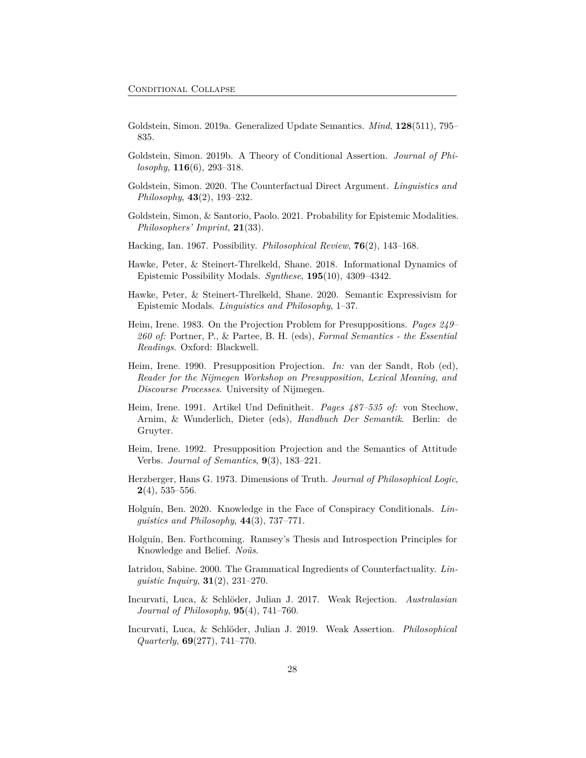Goldstein, Simon. 2019a. Generalized Update Semantics. *Mind*, **128**(511), 795–835.

Goldstein, Simon. 2019b. A Theory of Conditional Assertion. *Journal of Philosophy*, **116**(6), 293–318.

Goldstein, Simon. 2020. The Counterfactual Direct Argument. *Linguistics and Philosophy*, **43**(2), 193–232.

Goldstein, Simon, & Santorio, Paolo. 2021. Probability for Epistemic Modalities. *Philosophers' Imprint*, **21**(33).

Hacking, Ian. 1967. Possibility. *Philosophical Review*, **76**(2), 143–168.

Hawke, Peter, & Steinert-Threlkeld, Shane. 2018. Informational Dynamics of Epistemic Possibility Modals. *Synthese*, **195**(10), 4309–4342.

Hawke, Peter, & Steinert-Threlkeld, Shane. 2020. Semantic Expressivism for Epistemic Modals. *Linguistics and Philosophy*, 1–37.

Heim, Irene. 1983. On the Projection Problem for Presuppositions. *Pages 249–260 of:* Portner, P., & Partee, B. H. (eds), *Formal Semantics - the Essential Readings*. Oxford: Blackwell.

Heim, Irene. 1990. Presupposition Projection. *In:* van der Sandt, Rob (ed), *Reader for the Nijmegen Workshop on Presupposition, Lexical Meaning, and Discourse Processes*. University of Nijmegen.

Heim, Irene. 1991. Artikel Und Definitheit. *Pages 487–535 of:* von Stechow, Arnim, & Wunderlich, Dieter (eds), *Handbuch Der Semantik*. Berlin: de Gruyter.

Heim, Irene. 1992. Presupposition Projection and the Semantics of Attitude Verbs. *Journal of Semantics*, **9**(3), 183–221.

Herzberger, Hans G. 1973. Dimensions of Truth. *Journal of Philosophical Logic*, **2**(4), 535–556.

Holguín, Ben. 2020. Knowledge in the Face of Conspiracy Conditionals. *Linguistics and Philosophy*, **44**(3), 737–771.

Holguín, Ben. Forthcoming. Ramsey's Thesis and Introspection Principles for Knowledge and Belief. *Noûs*.

Iatridou, Sabine. 2000. The Grammatical Ingredients of Counterfactuality. *Linguistic Inquiry*, **31**(2), 231–270.

Incurvati, Luca, & Schlöder, Julian J. 2017. Weak Rejection. *Australasian Journal of Philosophy*, **95**(4), 741–760.

Incurvati, Luca, & Schlöder, Julian J. 2019. Weak Assertion. *Philosophical Quarterly*, **69**(277), 741–770.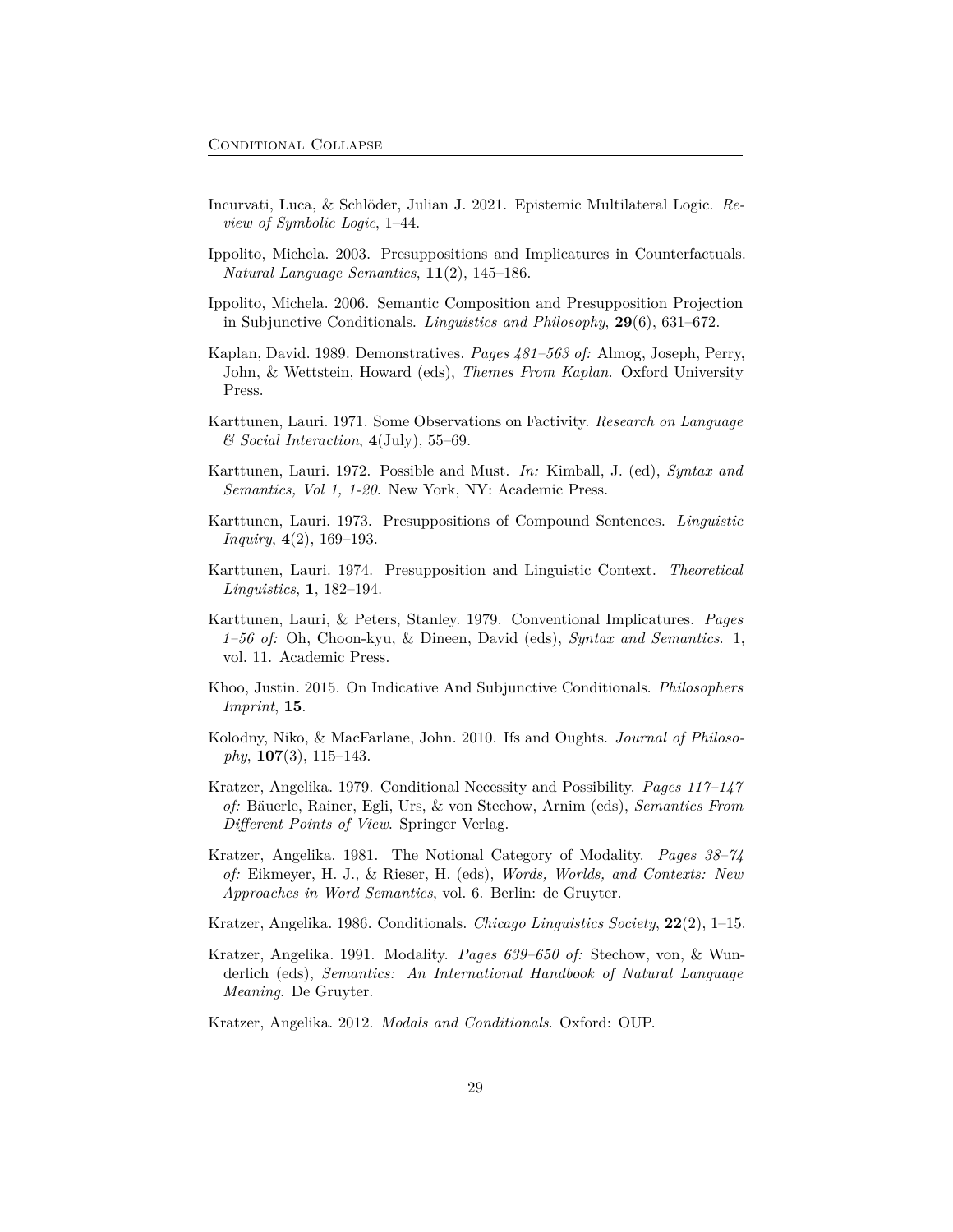Incurvati, Luca, & Schlöder, Julian J. 2021. Epistemic Multilateral Logic. *Review of Symbolic Logic*, 1–44.

Ippolito, Michela. 2003. Presuppositions and Implicatures in Counterfactuals. *Natural Language Semantics*, **11**(2), 145–186.

Ippolito, Michela. 2006. Semantic Composition and Presupposition Projection in Subjunctive Conditionals. *Linguistics and Philosophy*, **29**(6), 631–672.

Kaplan, David. 1989. Demonstratives. *Pages 481–563 of:* Almog, Joseph, Perry, John, & Wettstein, Howard (eds), *Themes From Kaplan*. Oxford University Press.

Karttunen, Lauri. 1971. Some Observations on Factivity. *Research on Language & Social Interaction*, **4**(July), 55–69.

Karttunen, Lauri. 1972. Possible and Must. *In:* Kimball, J. (ed), *Syntax and Semantics, Vol 1, 1-20*. New York, NY: Academic Press.

Karttunen, Lauri. 1973. Presuppositions of Compound Sentences. *Linguistic Inquiry*, **4**(2), 169–193.

Karttunen, Lauri. 1974. Presupposition and Linguistic Context. *Theoretical Linguistics*, **1**, 182–194.

Karttunen, Lauri, & Peters, Stanley. 1979. Conventional Implicatures. *Pages 1–56 of:* Oh, Choon-kyu, & Dineen, David (eds), *Syntax and Semantics*. 1, vol. 11. Academic Press.

Khoo, Justin. 2015. On Indicative And Subjunctive Conditionals. *Philosophers Imprint*, **15**.

Kolodny, Niko, & MacFarlane, John. 2010. Ifs and Oughts. *Journal of Philosophy*, **107**(3), 115–143.

Kratzer, Angelika. 1979. Conditional Necessity and Possibility. *Pages 117–147 of:* Bäuerle, Rainer, Egli, Urs, & von Stechow, Arnim (eds), *Semantics From Different Points of View*. Springer Verlag.

Kratzer, Angelika. 1981. The Notional Category of Modality. *Pages 38–74 of:* Eikmeyer, H. J., & Rieser, H. (eds), *Words, Worlds, and Contexts: New Approaches in Word Semantics*, vol. 6. Berlin: de Gruyter.

Kratzer, Angelika. 1986. Conditionals. *Chicago Linguistics Society*, **22**(2), 1–15.

Kratzer, Angelika. 1991. Modality. *Pages 639–650 of:* Stechow, von, & Wunderlich (eds), *Semantics: An International Handbook of Natural Language Meaning*. De Gruyter.

Kratzer, Angelika. 2012. *Modals and Conditionals*. Oxford: OUP.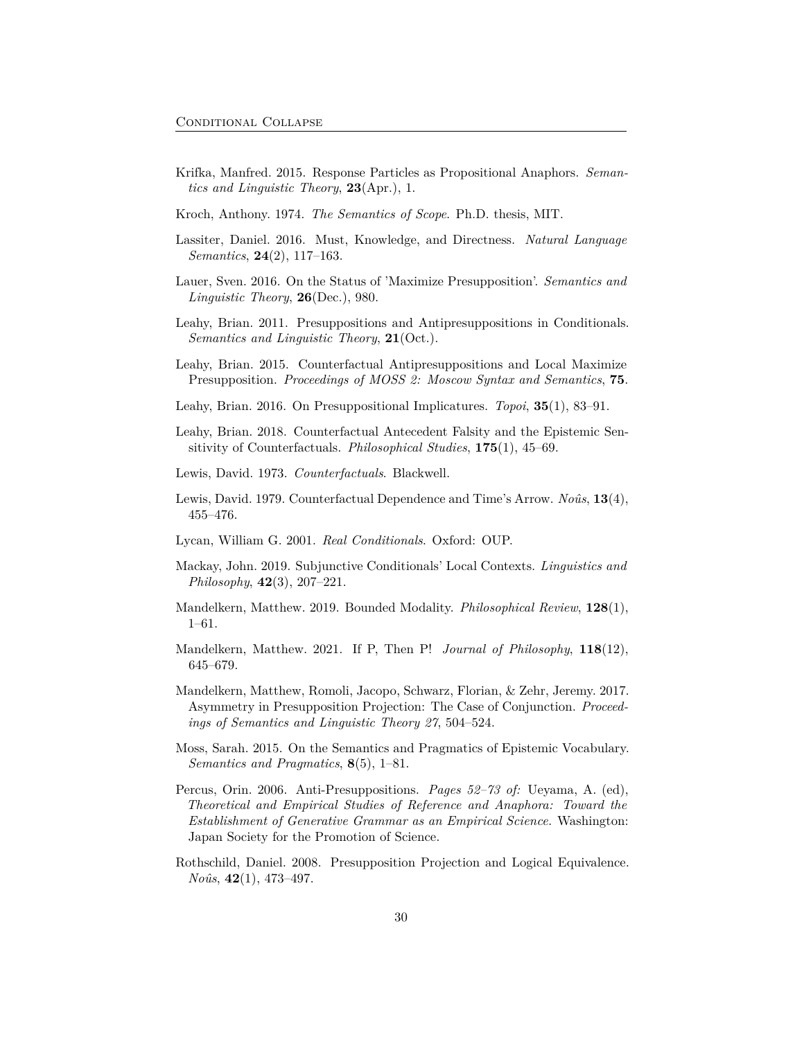Krifka, Manfred. 2015. Response Particles as Propositional Anaphors. *Semantics and Linguistic Theory*, **23**(Apr.), 1.

Kroch, Anthony. 1974. *The Semantics of Scope*. Ph.D. thesis, MIT.

Lassiter, Daniel. 2016. Must, Knowledge, and Directness. *Natural Language Semantics*, **24**(2), 117–163.

Lauer, Sven. 2016. On the Status of 'Maximize Presupposition'. *Semantics and Linguistic Theory*, **26**(Dec.), 980.

Leahy, Brian. 2011. Presuppositions and Antipresuppositions in Conditionals. *Semantics and Linguistic Theory*, **21**(Oct.).

Leahy, Brian. 2015. Counterfactual Antipresuppositions and Local Maximize Presupposition. *Proceedings of MOSS 2: Moscow Syntax and Semantics*, **75**.

Leahy, Brian. 2016. On Presuppositional Implicatures. *Topoi*, **35**(1), 83–91.

Leahy, Brian. 2018. Counterfactual Antecedent Falsity and the Epistemic Sensitivity of Counterfactuals. *Philosophical Studies*, **175**(1), 45–69.

Lewis, David. 1973. *Counterfactuals*. Blackwell.

Lewis, David. 1979. Counterfactual Dependence and Time's Arrow. *Noûs*, **13**(4), 455–476.

Lycan, William G. 2001. *Real Conditionals*. Oxford: OUP.

Mackay, John. 2019. Subjunctive Conditionals' Local Contexts. *Linguistics and Philosophy*, **42**(3), 207–221.

Mandelkern, Matthew. 2019. Bounded Modality. *Philosophical Review*, **128**(1), 1–61.

Mandelkern, Matthew. 2021. If P, Then P! *Journal of Philosophy*, **118**(12), 645–679.

Mandelkern, Matthew, Romoli, Jacopo, Schwarz, Florian, & Zehr, Jeremy. 2017. Asymmetry in Presupposition Projection: The Case of Conjunction. *Proceedings of Semantics and Linguistic Theory 27*, 504–524.

Moss, Sarah. 2015. On the Semantics and Pragmatics of Epistemic Vocabulary. *Semantics and Pragmatics*, **8**(5), 1–81.

Percus, Orin. 2006. Anti-Presuppositions. *Pages 52–73 of:* Ueyama, A. (ed), *Theoretical and Empirical Studies of Reference and Anaphora: Toward the Establishment of Generative Grammar as an Empirical Science*. Washington: Japan Society for the Promotion of Science.

Rothschild, Daniel. 2008. Presupposition Projection and Logical Equivalence. *Noûs*, **42**(1), 473–497.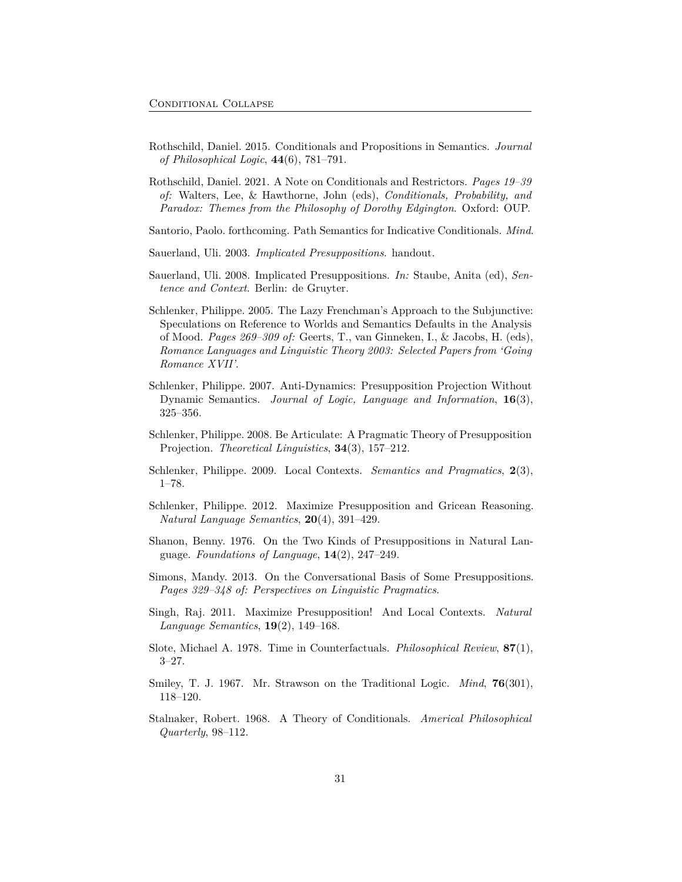Rothschild, Daniel. 2015. Conditionals and Propositions in Semantics. *Journal of Philosophical Logic*, **44**(6), 781–791.

Rothschild, Daniel. 2021. A Note on Conditionals and Restrictors. *Pages 19–39 of:* Walters, Lee, & Hawthorne, John (eds), *Conditionals, Probability, and Paradox: Themes from the Philosophy of Dorothy Edgington*. Oxford: OUP.

Santorio, Paolo. forthcoming. Path Semantics for Indicative Conditionals. *Mind*.

Sauerland, Uli. 2003. *Implicated Presuppositions*. handout.

Sauerland, Uli. 2008. Implicated Presuppositions. *In:* Staube, Anita (ed), *Sentence and Context*. Berlin: de Gruyter.

Schlenker, Philippe. 2005. The Lazy Frenchman's Approach to the Subjunctive: Speculations on Reference to Worlds and Semantics Defaults in the Analysis of Mood. *Pages 269–309 of:* Geerts, T., van Ginneken, I., & Jacobs, H. (eds), *Romance Languages and Linguistic Theory 2003: Selected Papers from 'Going Romance XVII'*.

Schlenker, Philippe. 2007. Anti-Dynamics: Presupposition Projection Without Dynamic Semantics. *Journal of Logic, Language and Information*, **16**(3), 325–356.

Schlenker, Philippe. 2008. Be Articulate: A Pragmatic Theory of Presupposition Projection. *Theoretical Linguistics*, **34**(3), 157–212.

Schlenker, Philippe. 2009. Local Contexts. *Semantics and Pragmatics*, **2**(3), 1–78.

Schlenker, Philippe. 2012. Maximize Presupposition and Gricean Reasoning. *Natural Language Semantics*, **20**(4), 391–429.

Shanon, Benny. 1976. On the Two Kinds of Presuppositions in Natural Language. *Foundations of Language*, **14**(2), 247–249.

Simons, Mandy. 2013. On the Conversational Basis of Some Presuppositions. *Pages 329–348 of: Perspectives on Linguistic Pragmatics*.

Singh, Raj. 2011. Maximize Presupposition! And Local Contexts. *Natural Language Semantics*, **19**(2), 149–168.

Slote, Michael A. 1978. Time in Counterfactuals. *Philosophical Review*, **87**(1), 3–27.

Smiley, T. J. 1967. Mr. Strawson on the Traditional Logic. *Mind*, **76**(301), 118–120.

Stalnaker, Robert. 1968. A Theory of Conditionals. *Americal Philosophical Quarterly*, 98–112.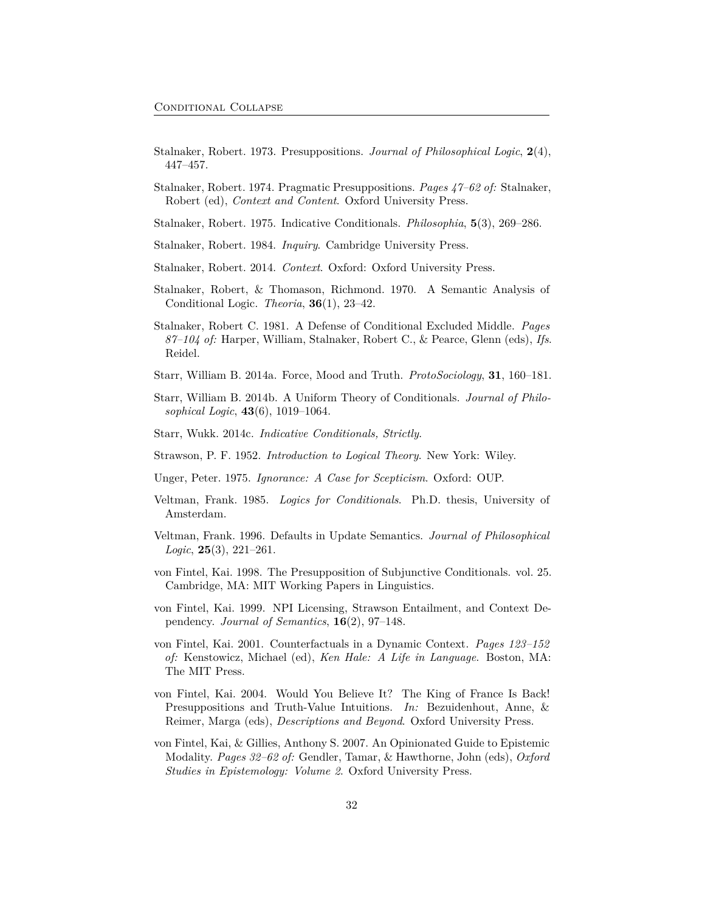Stalnaker, Robert. 1973. Presuppositions. *Journal of Philosophical Logic*, **2**(4), 447–457.

Stalnaker, Robert. 1974. Pragmatic Presuppositions. *Pages 47–62 of:* Stalnaker, Robert (ed), *Context and Content*. Oxford University Press.

Stalnaker, Robert. 1975. Indicative Conditionals. *Philosophia*, **5**(3), 269–286.

Stalnaker, Robert. 1984. *Inquiry*. Cambridge University Press.

Stalnaker, Robert. 2014. *Context*. Oxford: Oxford University Press.

Stalnaker, Robert, & Thomason, Richmond. 1970. A Semantic Analysis of Conditional Logic. *Theoria*, **36**(1), 23–42.

Stalnaker, Robert C. 1981. A Defense of Conditional Excluded Middle. *Pages 87–104 of:* Harper, William, Stalnaker, Robert C., & Pearce, Glenn (eds), *Ifs*. Reidel.

Starr, William B. 2014a. Force, Mood and Truth. *ProtoSociology*, **31**, 160–181.

Starr, William B. 2014b. A Uniform Theory of Conditionals. *Journal of Philosophical Logic*, **43**(6), 1019–1064.

Starr, Wukk. 2014c. *Indicative Conditionals, Strictly*.

Strawson, P. F. 1952. *Introduction to Logical Theory*. New York: Wiley.

Unger, Peter. 1975. *Ignorance: A Case for Scepticism*. Oxford: OUP.

Veltman, Frank. 1985. *Logics for Conditionals*. Ph.D. thesis, University of Amsterdam.

Veltman, Frank. 1996. Defaults in Update Semantics. *Journal of Philosophical Logic*, **25**(3), 221–261.

von Fintel, Kai. 1998. The Presupposition of Subjunctive Conditionals. vol. 25. Cambridge, MA: MIT Working Papers in Linguistics.

von Fintel, Kai. 1999. NPI Licensing, Strawson Entailment, and Context Dependency. *Journal of Semantics*, **16**(2), 97–148.

von Fintel, Kai. 2001. Counterfactuals in a Dynamic Context. *Pages 123–152 of:* Kenstowicz, Michael (ed), *Ken Hale: A Life in Language*. Boston, MA: The MIT Press.

von Fintel, Kai. 2004. Would You Believe It? The King of France Is Back! Presuppositions and Truth-Value Intuitions. *In:* Bezuidenhout, Anne, & Reimer, Marga (eds), *Descriptions and Beyond*. Oxford University Press.

von Fintel, Kai, & Gillies, Anthony S. 2007. An Opinionated Guide to Epistemic Modality. *Pages 32–62 of:* Gendler, Tamar, & Hawthorne, John (eds), *Oxford Studies in Epistemology: Volume 2*. Oxford University Press.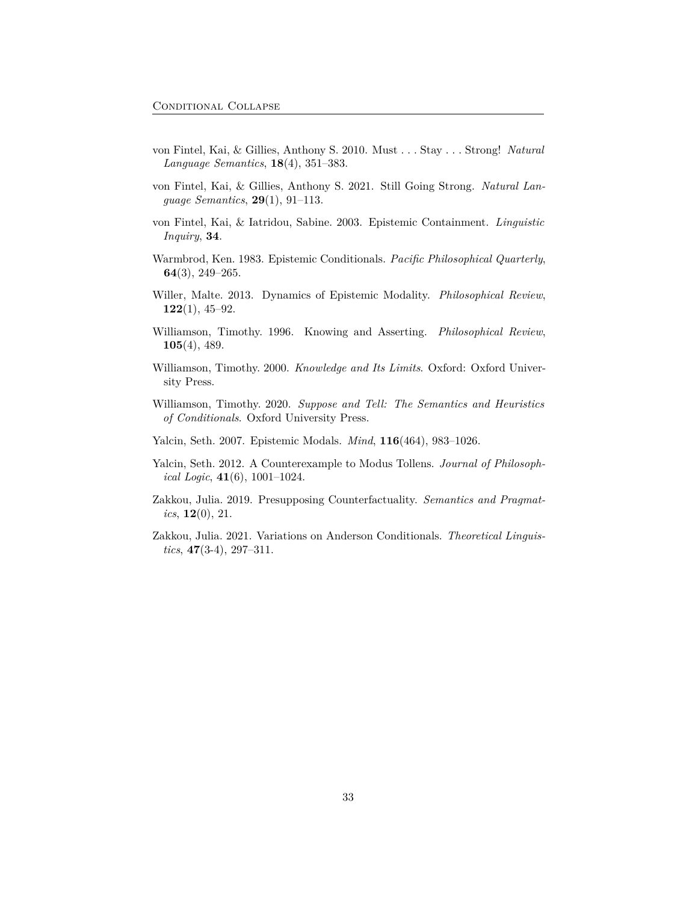von Fintel, Kai, & Gillies, Anthony S. 2010. Must . . . Stay . . . Strong! *Natural Language Semantics*, **18**(4), 351–383.

von Fintel, Kai, & Gillies, Anthony S. 2021. Still Going Strong. *Natural Language Semantics*, **29**(1), 91–113.

von Fintel, Kai, & Iatridou, Sabine. 2003. Epistemic Containment. *Linguistic Inquiry*, **34**.

Warmbrod, Ken. 1983. Epistemic Conditionals. *Pacific Philosophical Quarterly*, **64**(3), 249–265.

Willer, Malte. 2013. Dynamics of Epistemic Modality. *Philosophical Review*, **122**(1), 45–92.

Williamson, Timothy. 1996. Knowing and Asserting. *Philosophical Review*, **105**(4), 489.

Williamson, Timothy. 2000. *Knowledge and Its Limits*. Oxford: Oxford University Press.

Williamson, Timothy. 2020. *Suppose and Tell: The Semantics and Heuristics of Conditionals*. Oxford University Press.

Yalcin, Seth. 2007. Epistemic Modals. *Mind*, **116**(464), 983–1026.

Yalcin, Seth. 2012. A Counterexample to Modus Tollens. *Journal of Philosophical Logic*, **41**(6), 1001–1024.

Zakkou, Julia. 2019. Presupposing Counterfactuality. *Semantics and Pragmatics*, **12**(0), 21.

Zakkou, Julia. 2021. Variations on Anderson Conditionals. *Theoretical Linguistics*, **47**(3-4), 297–311.